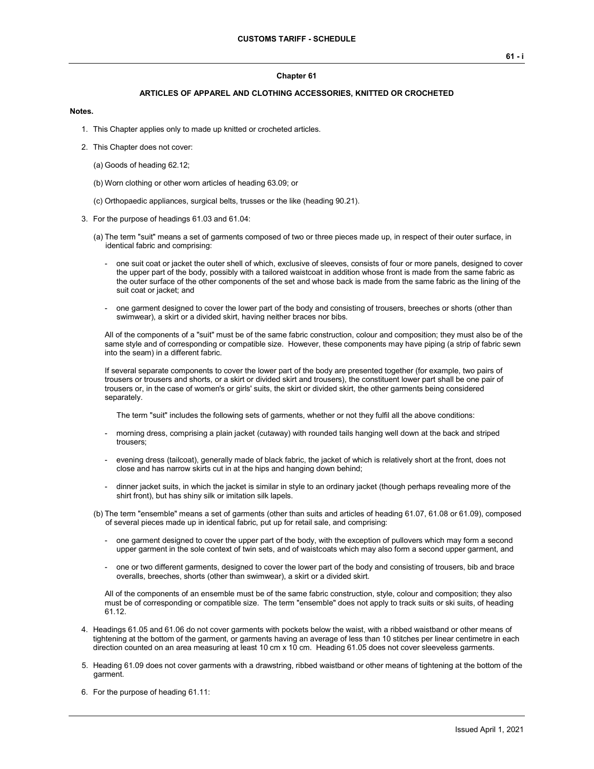# Chapter 61

## ARTICLES OF APPAREL AND CLOTHING ACCESSORIES, KNITTED OR CROCHETED

**Notes.**

1. This Chapter applies only to made up knitted or crocheted articles.

2. This Chapter does not cover:

   (a) Goods of heading 62.12;

   (b) Worn clothing or other worn articles of heading 63.09; or

   (c) Orthopaedic appliances, surgical belts, trusses or the like (heading 90.21).

3. For the purpose of headings 61.03 and 61.04:

   (a) The term "suit" means a set of garments composed of two or three pieces made up, in respect of their outer surface, in identical fabric and comprising:

   - one suit coat or jacket the outer shell of which, exclusive of sleeves, consists of four or more panels, designed to cover the upper part of the body, possibly with a tailored waistcoat in addition whose front is made from the same fabric as the outer surface of the other components of the set and whose back is made from the same fabric as the lining of the suit coat or jacket; and

   - one garment designed to cover the lower part of the body and consisting of trousers, breeches or shorts (other than swimwear), a skirt or a divided skirt, having neither braces nor bibs.

   All of the components of a "suit" must be of the same fabric construction, colour and composition; they must also be of the same style and of corresponding or compatible size. However, these components may have piping (a strip of fabric sewn into the seam) in a different fabric.

   If several separate components to cover the lower part of the body are presented together (for example, two pairs of trousers or trousers and shorts, or a skirt or divided skirt and trousers), the constituent lower part shall be one pair of trousers or, in the case of women's or girls' suits, the skirt or divided skirt, the other garments being considered separately.

   The term "suit" includes the following sets of garments, whether or not they fulfil all the above conditions:

   - morning dress, comprising a plain jacket (cutaway) with rounded tails hanging well down at the back and striped trousers;

   - evening dress (tailcoat), generally made of black fabric, the jacket of which is relatively short at the front, does not close and has narrow skirts cut in at the hips and hanging down behind;

   - dinner jacket suits, in which the jacket is similar in style to an ordinary jacket (though perhaps revealing more of the shirt front), but has shiny silk or imitation silk lapels.

   (b) The term "ensemble" means a set of garments (other than suits and articles of heading 61.07, 61.08 or 61.09), composed of several pieces made up in identical fabric, put up for retail sale, and comprising:

   - one garment designed to cover the upper part of the body, with the exception of pullovers which may form a second upper garment in the sole context of twin sets, and of waistcoats which may also form a second upper garment, and

   - one or two different garments, designed to cover the lower part of the body and consisting of trousers, bib and brace overalls, breeches, shorts (other than swimwear), a skirt or a divided skirt.

   All of the components of an ensemble must be of the same fabric construction, style, colour and composition; they also must be of corresponding or compatible size. The term "ensemble" does not apply to track suits or ski suits, of heading 61.12.

4. Headings 61.05 and 61.06 do not cover garments with pockets below the waist, with a ribbed waistband or other means of tightening at the bottom of the garment, or garments having an average of less than 10 stitches per linear centimetre in each direction counted on an area measuring at least 10 cm x 10 cm. Heading 61.05 does not cover sleeveless garments.

5. Heading 61.09 does not cover garments with a drawstring, ribbed waistband or other means of tightening at the bottom of the garment.

6. For the purpose of heading 61.11: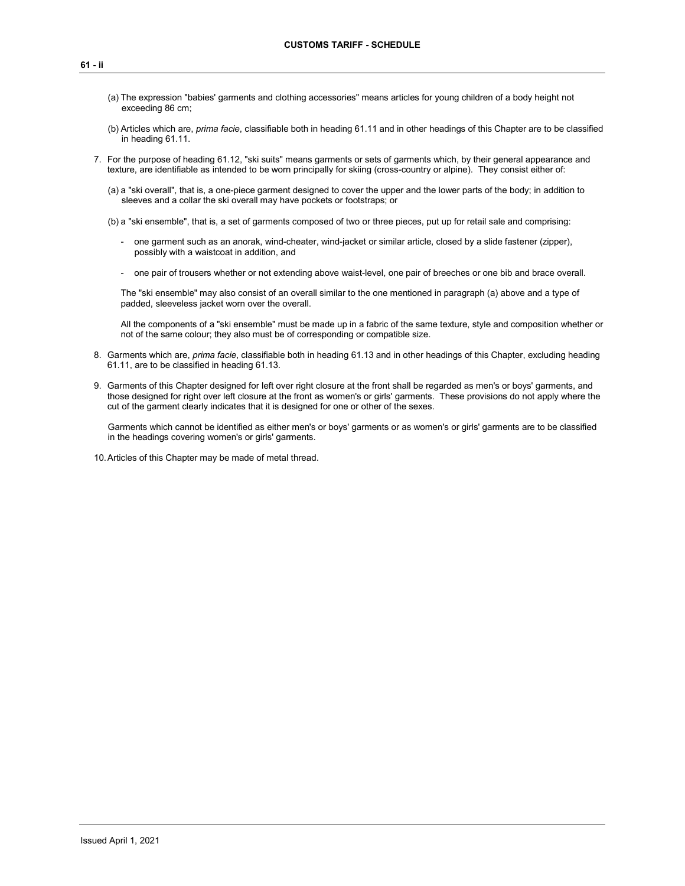(a) The expression "babies' garments and clothing accessories" means articles for young children of a body height not exceeding 86 cm;

(b) Articles which are, *prima facie*, classifiable both in heading 61.11 and in other headings of this Chapter are to be classified in heading 61.11.

7. For the purpose of heading 61.12, "ski suits" means garments or sets of garments which, by their general appearance and texture, are identifiable as intended to be worn principally for skiing (cross-country or alpine). They consist either of:

   (a) a "ski overall", that is, a one-piece garment designed to cover the upper and the lower parts of the body; in addition to sleeves and a collar the ski overall may have pockets or footstraps; or

   (b) a "ski ensemble", that is, a set of garments composed of two or three pieces, put up for retail sale and comprising:

   - one garment such as an anorak, wind-cheater, wind-jacket or similar article, closed by a slide fastener (zipper), possibly with a waistcoat in addition, and

   - one pair of trousers whether or not extending above waist-level, one pair of breeches or one bib and brace overall.

   The "ski ensemble" may also consist of an overall similar to the one mentioned in paragraph (a) above and a type of padded, sleeveless jacket worn over the overall.

   All the components of a "ski ensemble" must be made up in a fabric of the same texture, style and composition whether or not of the same colour; they also must be of corresponding or compatible size.

8. Garments which are, *prima facie*, classifiable both in heading 61.13 and in other headings of this Chapter, excluding heading 61.11, are to be classified in heading 61.13.

9. Garments of this Chapter designed for left over right closure at the front shall be regarded as men's or boys' garments, and those designed for right over left closure at the front as women's or girls' garments. These provisions do not apply where the cut of the garment clearly indicates that it is designed for one or other of the sexes.

   Garments which cannot be identified as either men's or boys' garments or as women's or girls' garments are to be classified in the headings covering women's or girls' garments.

10. Articles of this Chapter may be made of metal thread.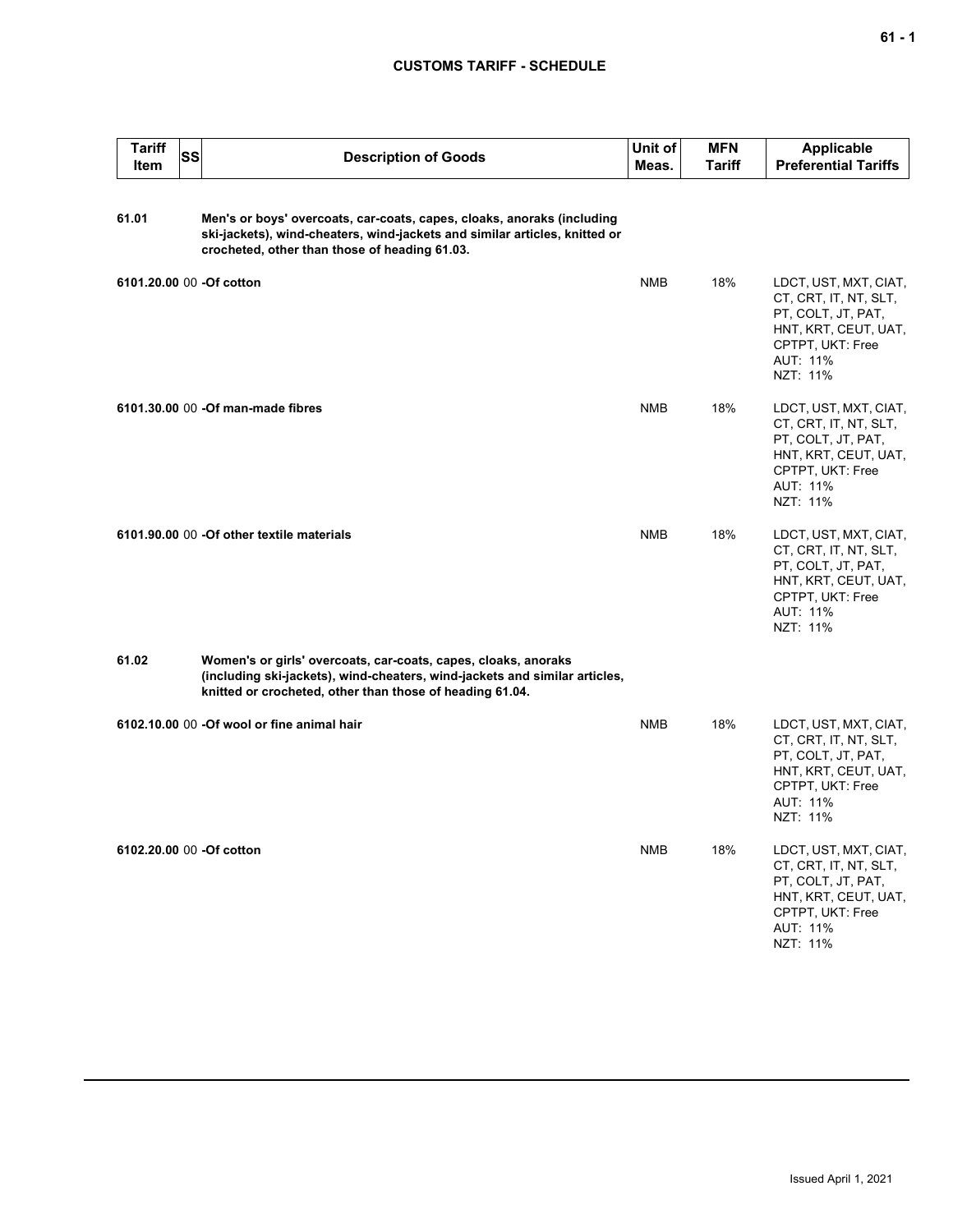## CUSTOMS TARIFF - SCHEDULE

| Tariff Item | SS | Description of Goods | Unit of Meas. | MFN Tariff | Applicable Preferential Tariffs |
|---|---|---|---|---|---|
| 61.01 | | **Men's or boys' overcoats, car-coats, capes, cloaks, anoraks (including ski-jackets), wind-cheaters, wind-jackets and similar articles, knitted or crocheted, other than those of heading 61.03.** | | | |
| 6101.20.00 | 00 | **-Of cotton** | NMB | 18% | LDCT, UST, MXT, CIAT, CT, CRT, IT, NT, SLT, PT, COLT, JT, PAT, HNT, KRT, CEUT, UAT, CPTPT, UKT: Free<br>AUT: 11%<br>NZT: 11% |
| 6101.30.00 | 00 | **-Of man-made fibres** | NMB | 18% | LDCT, UST, MXT, CIAT, CT, CRT, IT, NT, SLT, PT, COLT, JT, PAT, HNT, KRT, CEUT, UAT, CPTPT, UKT: Free<br>AUT: 11%<br>NZT: 11% |
| 6101.90.00 | 00 | **-Of other textile materials** | NMB | 18% | LDCT, UST, MXT, CIAT, CT, CRT, IT, NT, SLT, PT, COLT, JT, PAT, HNT, KRT, CEUT, UAT, CPTPT, UKT: Free<br>AUT: 11%<br>NZT: 11% |
| 61.02 | | **Women's or girls' overcoats, car-coats, capes, cloaks, anoraks (including ski-jackets), wind-cheaters, wind-jackets and similar articles, knitted or crocheted, other than those of heading 61.04.** | | | |
| 6102.10.00 | 00 | **-Of wool or fine animal hair** | NMB | 18% | LDCT, UST, MXT, CIAT, CT, CRT, IT, NT, SLT, PT, COLT, JT, PAT, HNT, KRT, CEUT, UAT, CPTPT, UKT: Free<br>AUT: 11%<br>NZT: 11% |
| 6102.20.00 | 00 | **-Of cotton** | NMB | 18% | LDCT, UST, MXT, CIAT, CT, CRT, IT, NT, SLT, PT, COLT, JT, PAT, HNT, KRT, CEUT, UAT, CPTPT, UKT: Free<br>AUT: 11%<br>NZT: 11% |

Issued April 1, 2021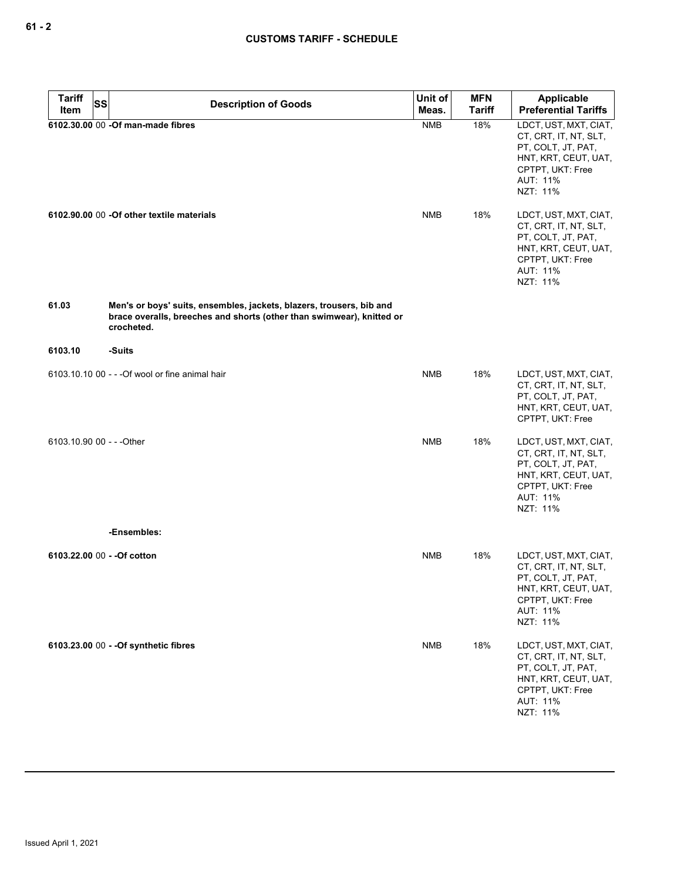| Tariff Item | SS | Description of Goods | Unit of Meas. | MFN Tariff | Applicable Preferential Tariffs |
|---|---|---|---|---|---|
| **6102.30.00** | 00 | **-Of man-made fibres** | NMB | 18% | LDCT, UST, MXT, CIAT, CT, CRT, IT, NT, SLT, PT, COLT, JT, PAT, HNT, KRT, CEUT, UAT, CPTPT, UKT: Free<br>AUT: 11%<br>NZT: 11% |
| **6102.90.00** | 00 | **-Of other textile materials** | NMB | 18% | LDCT, UST, MXT, CIAT, CT, CRT, IT, NT, SLT, PT, COLT, JT, PAT, HNT, KRT, CEUT, UAT, CPTPT, UKT: Free<br>AUT: 11%<br>NZT: 11% |
| **61.03** | | **Men's or boys' suits, ensembles, jackets, blazers, trousers, bib and brace overalls, breeches and shorts (other than swimwear), knitted or crocheted.** | | | |
| **6103.10** | | **-Suits** | | | |
| 6103.10.10 | 00 | - - -Of wool or fine animal hair | NMB | 18% | LDCT, UST, MXT, CIAT, CT, CRT, IT, NT, SLT, PT, COLT, JT, PAT, HNT, KRT, CEUT, UAT, CPTPT, UKT: Free |
| 6103.10.90 | 00 | - - -Other | NMB | 18% | LDCT, UST, MXT, CIAT, CT, CRT, IT, NT, SLT, PT, COLT, JT, PAT, HNT, KRT, CEUT, UAT, CPTPT, UKT: Free<br>AUT: 11%<br>NZT: 11% |
| | | **-Ensembles:** | | | |
| **6103.22.00** | 00 | **- -Of cotton** | NMB | 18% | LDCT, UST, MXT, CIAT, CT, CRT, IT, NT, SLT, PT, COLT, JT, PAT, HNT, KRT, CEUT, UAT, CPTPT, UKT: Free<br>AUT: 11%<br>NZT: 11% |
| **6103.23.00** | 00 | **- -Of synthetic fibres** | NMB | 18% | LDCT, UST, MXT, CIAT, CT, CRT, IT, NT, SLT, PT, COLT, JT, PAT, HNT, KRT, CEUT, UAT, CPTPT, UKT: Free<br>AUT: 11%<br>NZT: 11% |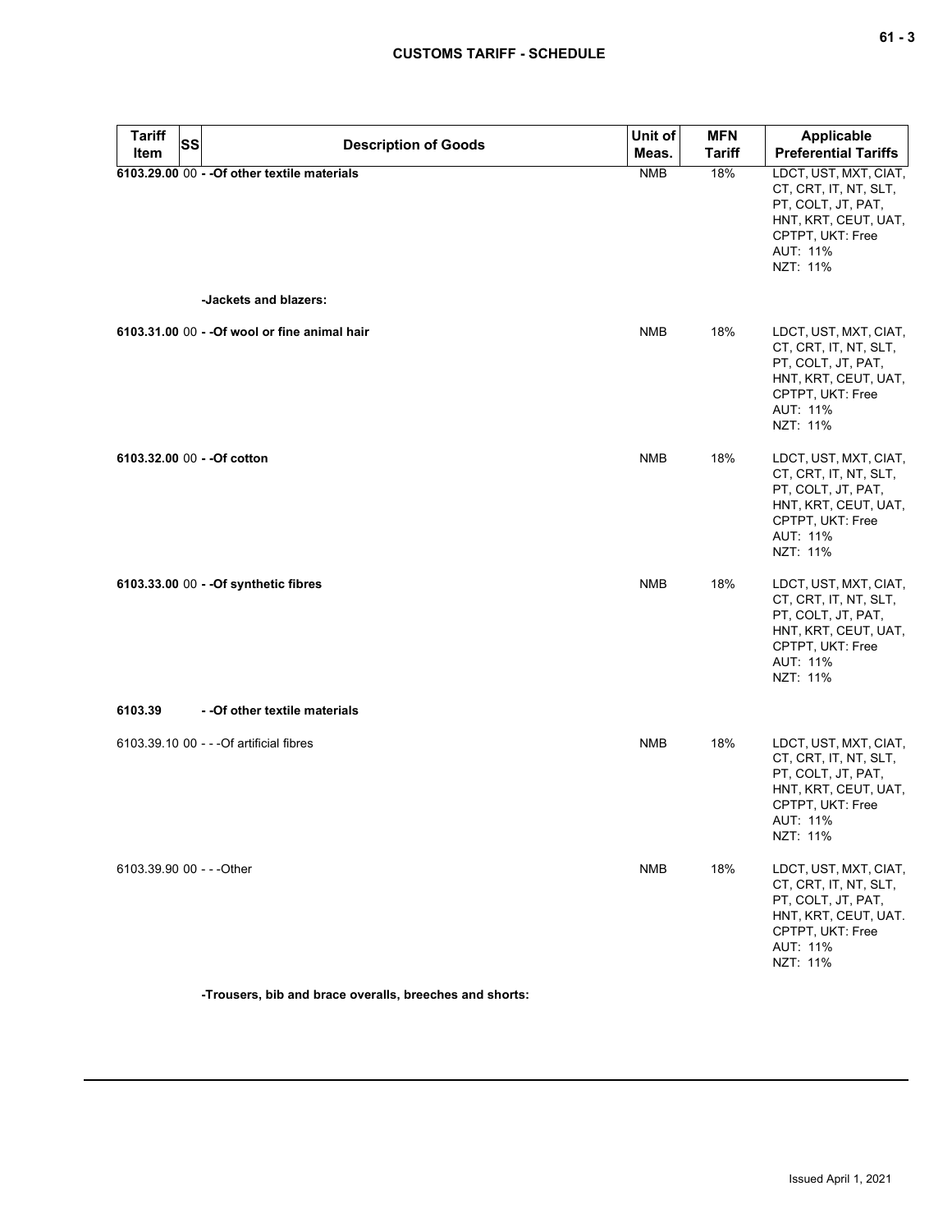| Tariff Item | SS | Description of Goods | Unit of Meas. | MFN Tariff | Applicable Preferential Tariffs |
|---|---|---|---|---|---|
| **6103.29.00** | 00 | **- -Of other textile materials** | NMB | 18% | LDCT, UST, MXT, CIAT, CT, CRT, IT, NT, SLT, PT, COLT, JT, PAT, HNT, KRT, CEUT, UAT, CPTPT, UKT: Free<br>AUT: 11%<br>NZT: 11% |
| | | **-Jackets and blazers:** | | | |
| **6103.31.00** | 00 | **- -Of wool or fine animal hair** | NMB | 18% | LDCT, UST, MXT, CIAT, CT, CRT, IT, NT, SLT, PT, COLT, JT, PAT, HNT, KRT, CEUT, UAT, CPTPT, UKT: Free<br>AUT: 11%<br>NZT: 11% |
| **6103.32.00** | 00 | **- -Of cotton** | NMB | 18% | LDCT, UST, MXT, CIAT, CT, CRT, IT, NT, SLT, PT, COLT, JT, PAT, HNT, KRT, CEUT, UAT, CPTPT, UKT: Free<br>AUT: 11%<br>NZT: 11% |
| **6103.33.00** | 00 | **- -Of synthetic fibres** | NMB | 18% | LDCT, UST, MXT, CIAT, CT, CRT, IT, NT, SLT, PT, COLT, JT, PAT, HNT, KRT, CEUT, UAT, CPTPT, UKT: Free<br>AUT: 11%<br>NZT: 11% |
| **6103.39** | | **- -Of other textile materials** | | | |
| 6103.39.10 | 00 | - - -Of artificial fibres | NMB | 18% | LDCT, UST, MXT, CIAT, CT, CRT, IT, NT, SLT, PT, COLT, JT, PAT, HNT, KRT, CEUT, UAT, CPTPT, UKT: Free<br>AUT: 11%<br>NZT: 11% |
| 6103.39.90 | 00 | - - -Other | NMB | 18% | LDCT, UST, MXT, CIAT, CT, CRT, IT, NT, SLT, PT, COLT, JT, PAT, HNT, KRT, CEUT, UAT. CPTPT, UKT: Free<br>AUT: 11%<br>NZT: 11% |
| | | **-Trousers, bib and brace overalls, breeches and shorts:** | | | |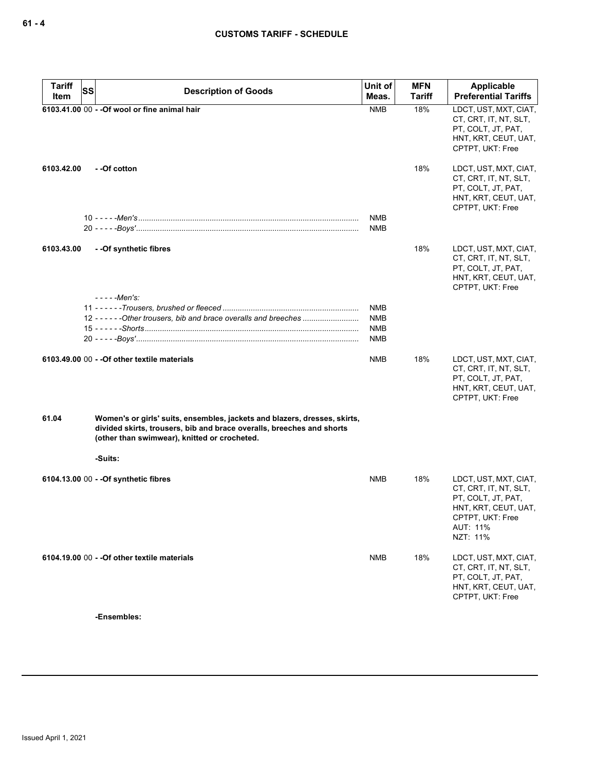| Tariff Item | SS | Description of Goods | Unit of Meas. | MFN Tariff | Applicable Preferential Tariffs |
|---|---|---|---|---|---|
| 6103.41.00 | 00 | - -Of wool or fine animal hair | NMB | 18% | LDCT, UST, MXT, CIAT, CT, CRT, IT, NT, SLT, PT, COLT, JT, PAT, HNT, KRT, CEUT, UAT, CPTPT, UKT: Free |
| 6103.42.00 | | - -Of cotton | | 18% | LDCT, UST, MXT, CIAT, CT, CRT, IT, NT, SLT, PT, COLT, JT, PAT, HNT, KRT, CEUT, UAT, CPTPT, UKT: Free |
| | 10 | - - - - -*Men's* | NMB | | |
| | 20 | - - - - -*Boys'* | NMB | | |
| 6103.43.00 | | - -Of synthetic fibres | | 18% | LDCT, UST, MXT, CIAT, CT, CRT, IT, NT, SLT, PT, COLT, JT, PAT, HNT, KRT, CEUT, UAT, CPTPT, UKT: Free |
| | | - - - - -*Men's:* | | | |
| | 11 | - - - - - -*Trousers, brushed or fleeced* | NMB | | |
| | 12 | - - - - - -*Other trousers, bib and brace overalls and breeches* | NMB | | |
| | 15 | - - - - - -*Shorts* | NMB | | |
| | 20 | - - - - -*Boys'* | NMB | | |
| 6103.49.00 | 00 | - -Of other textile materials | NMB | 18% | LDCT, UST, MXT, CIAT, CT, CRT, IT, NT, SLT, PT, COLT, JT, PAT, HNT, KRT, CEUT, UAT, CPTPT, UKT: Free |
| 61.04 | | **Women's or girls' suits, ensembles, jackets and blazers, dresses, skirts, divided skirts, trousers, bib and brace overalls, breeches and shorts (other than swimwear), knitted or crocheted.** | | | |
| | | -Suits: | | | |
| 6104.13.00 | 00 | - -Of synthetic fibres | NMB | 18% | LDCT, UST, MXT, CIAT, CT, CRT, IT, NT, SLT, PT, COLT, JT, PAT, HNT, KRT, CEUT, UAT, CPTPT, UKT: Free<br>AUT: 11%<br>NZT: 11% |
| 6104.19.00 | 00 | - -Of other textile materials | NMB | 18% | LDCT, UST, MXT, CIAT, CT, CRT, IT, NT, SLT, PT, COLT, JT, PAT, HNT, KRT, CEUT, UAT, CPTPT, UKT: Free |
| | | -Ensembles: | | | |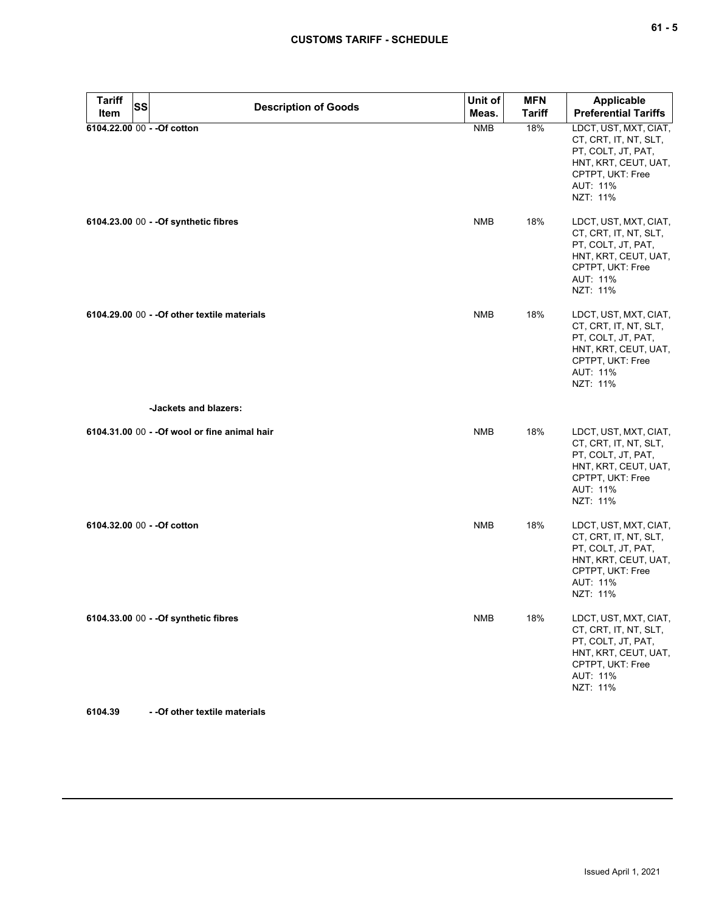| Tariff Item | SS | Description of Goods | Unit of Meas. | MFN Tariff | Applicable Preferential Tariffs |
|---|---|---|---|---|---|
| 6104.22.00 | 00 | - -Of cotton | NMB | 18% | LDCT, UST, MXT, CIAT, CT, CRT, IT, NT, SLT, PT, COLT, JT, PAT, HNT, KRT, CEUT, UAT, CPTPT, UKT: Free<br>AUT: 11%<br>NZT: 11% |
| 6104.23.00 | 00 | - -Of synthetic fibres | NMB | 18% | LDCT, UST, MXT, CIAT, CT, CRT, IT, NT, SLT, PT, COLT, JT, PAT, HNT, KRT, CEUT, UAT, CPTPT, UKT: Free<br>AUT: 11%<br>NZT: 11% |
| 6104.29.00 | 00 | - -Of other textile materials | NMB | 18% | LDCT, UST, MXT, CIAT, CT, CRT, IT, NT, SLT, PT, COLT, JT, PAT, HNT, KRT, CEUT, UAT, CPTPT, UKT: Free<br>AUT: 11%<br>NZT: 11% |
| | | -Jackets and blazers: | | | |
| 6104.31.00 | 00 | - -Of wool or fine animal hair | NMB | 18% | LDCT, UST, MXT, CIAT, CT, CRT, IT, NT, SLT, PT, COLT, JT, PAT, HNT, KRT, CEUT, UAT, CPTPT, UKT: Free<br>AUT: 11%<br>NZT: 11% |
| 6104.32.00 | 00 | - -Of cotton | NMB | 18% | LDCT, UST, MXT, CIAT, CT, CRT, IT, NT, SLT, PT, COLT, JT, PAT, HNT, KRT, CEUT, UAT, CPTPT, UKT: Free<br>AUT: 11%<br>NZT: 11% |
| 6104.33.00 | 00 | - -Of synthetic fibres | NMB | 18% | LDCT, UST, MXT, CIAT, CT, CRT, IT, NT, SLT, PT, COLT, JT, PAT, HNT, KRT, CEUT, UAT, CPTPT, UKT: Free<br>AUT: 11%<br>NZT: 11% |
| 6104.39 | | - -Of other textile materials | | | |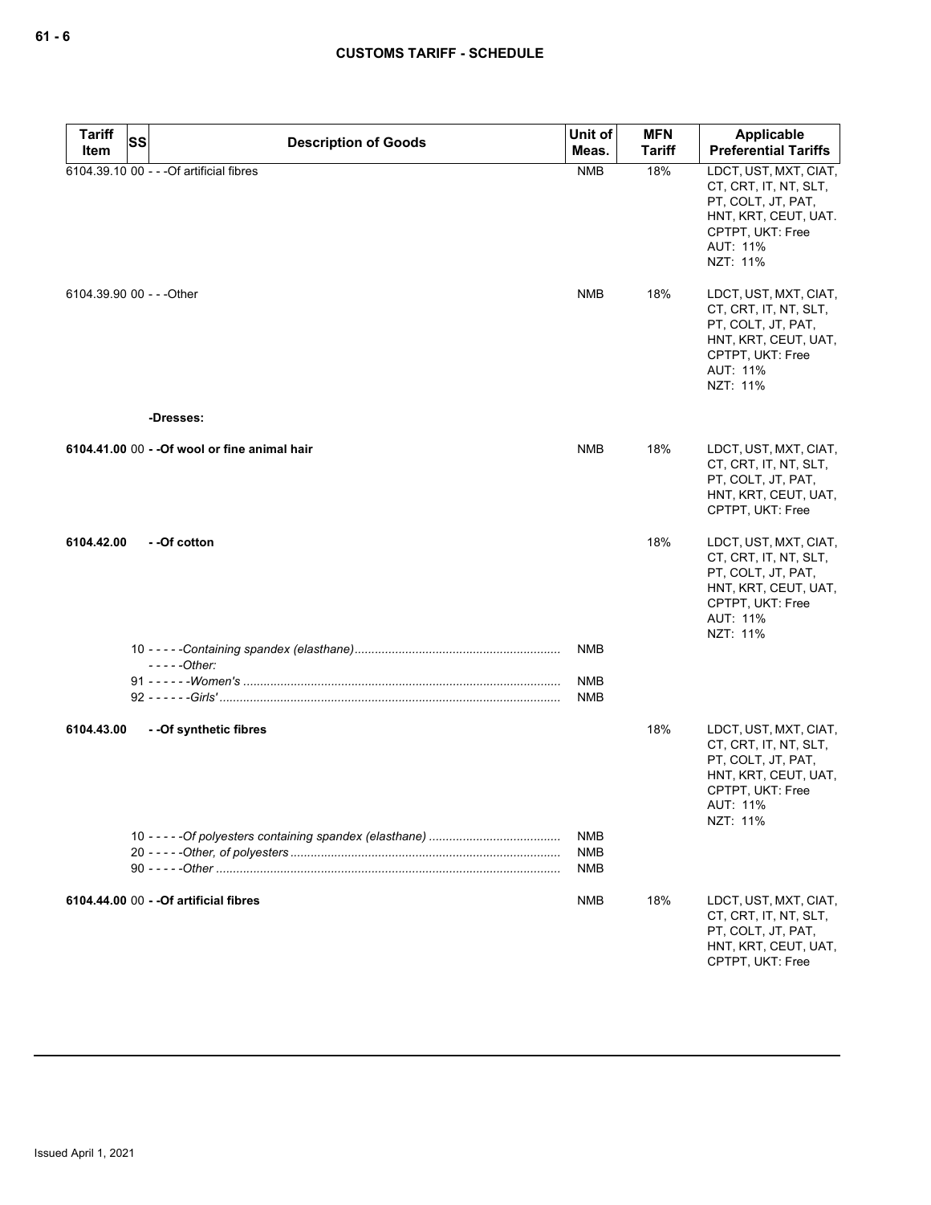| Tariff Item | SS | Description of Goods | Unit of Meas. | MFN Tariff | Applicable Preferential Tariffs |
|---|---|---|---|---|---|
| 6104.39.10 | 00 | - - -Of artificial fibres | NMB | 18% | LDCT, UST, MXT, CIAT, CT, CRT, IT, NT, SLT, PT, COLT, JT, PAT, HNT, KRT, CEUT, UAT. CPTPT, UKT: Free<br>AUT: 11%<br>NZT: 11% |
| 6104.39.90 | 00 | - - -Other | NMB | 18% | LDCT, UST, MXT, CIAT, CT, CRT, IT, NT, SLT, PT, COLT, JT, PAT, HNT, KRT, CEUT, UAT, CPTPT, UKT: Free<br>AUT: 11%<br>NZT: 11% |
| | | **-Dresses:** | | | |
| **6104.41.00** | 00 | **- -Of wool or fine animal hair** | NMB | 18% | LDCT, UST, MXT, CIAT, CT, CRT, IT, NT, SLT, PT, COLT, JT, PAT, HNT, KRT, CEUT, UAT, CPTPT, UKT: Free |
| **6104.42.00** | | **- -Of cotton** | | 18% | LDCT, UST, MXT, CIAT, CT, CRT, IT, NT, SLT, PT, COLT, JT, PAT, HNT, KRT, CEUT, UAT, CPTPT, UKT: Free<br>AUT: 11%<br>NZT: 11% |
| | 10 | - - - - -*Containing spandex (elasthane)* | NMB | | |
| | | - - - - -*Other:* | | | |
| | 91 | - - - - - -*Women's* | NMB | | |
| | 92 | - - - - - -*Girls'* | NMB | | |
| **6104.43.00** | | **- -Of synthetic fibres** | | 18% | LDCT, UST, MXT, CIAT, CT, CRT, IT, NT, SLT, PT, COLT, JT, PAT, HNT, KRT, CEUT, UAT, CPTPT, UKT: Free<br>AUT: 11%<br>NZT: 11% |
| | 10 | - - - - -*Of polyesters containing spandex (elasthane)* | NMB | | |
| | 20 | - - - - -*Other, of polyesters* | NMB | | |
| | 90 | - - - - -*Other* | NMB | | |
| **6104.44.00** | 00 | **- -Of artificial fibres** | NMB | 18% | LDCT, UST, MXT, CIAT, CT, CRT, IT, NT, SLT, PT, COLT, JT, PAT, HNT, KRT, CEUT, UAT, CPTPT, UKT: Free |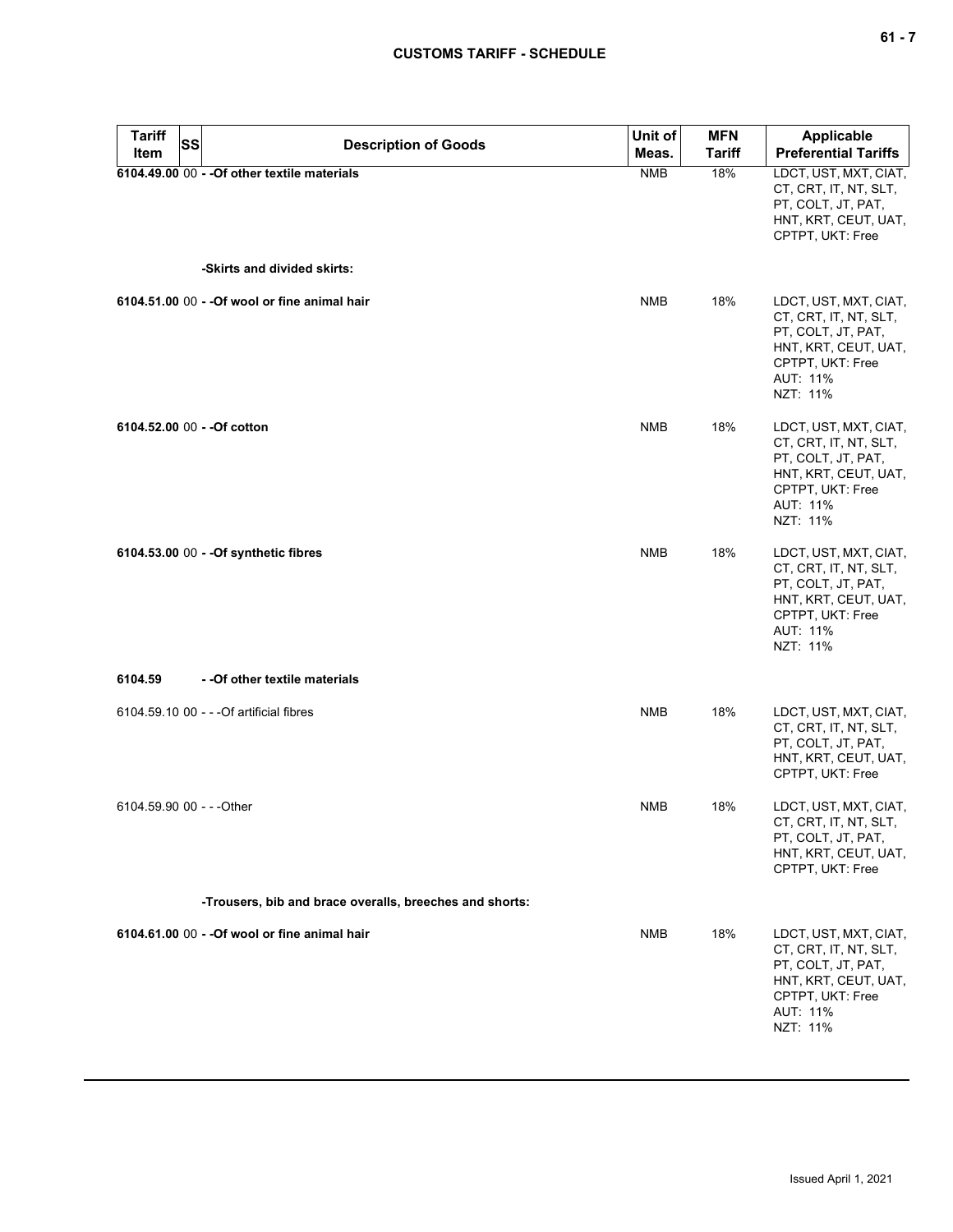| Tariff Item | SS | Description of Goods | Unit of Meas. | MFN Tariff | Applicable Preferential Tariffs |
|---|---|---|---|---|---|
| **6104.49.00** | 00 | **- -Of other textile materials** | NMB | 18% | LDCT, UST, MXT, CIAT, CT, CRT, IT, NT, SLT, PT, COLT, JT, PAT, HNT, KRT, CEUT, UAT, CPTPT, UKT: Free |
| | | **-Skirts and divided skirts:** | | | |
| **6104.51.00** | 00 | **- -Of wool or fine animal hair** | NMB | 18% | LDCT, UST, MXT, CIAT, CT, CRT, IT, NT, SLT, PT, COLT, JT, PAT, HNT, KRT, CEUT, UAT, CPTPT, UKT: Free AUT: 11% NZT: 11% |
| **6104.52.00** | 00 | **- -Of cotton** | NMB | 18% | LDCT, UST, MXT, CIAT, CT, CRT, IT, NT, SLT, PT, COLT, JT, PAT, HNT, KRT, CEUT, UAT, CPTPT, UKT: Free AUT: 11% NZT: 11% |
| **6104.53.00** | 00 | **- -Of synthetic fibres** | NMB | 18% | LDCT, UST, MXT, CIAT, CT, CRT, IT, NT, SLT, PT, COLT, JT, PAT, HNT, KRT, CEUT, UAT, CPTPT, UKT: Free AUT: 11% NZT: 11% |
| **6104.59** | | **- -Of other textile materials** | | | |
| 6104.59.10 | 00 | - - -Of artificial fibres | NMB | 18% | LDCT, UST, MXT, CIAT, CT, CRT, IT, NT, SLT, PT, COLT, JT, PAT, HNT, KRT, CEUT, UAT, CPTPT, UKT: Free |
| 6104.59.90 | 00 | - - -Other | NMB | 18% | LDCT, UST, MXT, CIAT, CT, CRT, IT, NT, SLT, PT, COLT, JT, PAT, HNT, KRT, CEUT, UAT, CPTPT, UKT: Free |
| | | **-Trousers, bib and brace overalls, breeches and shorts:** | | | |
| **6104.61.00** | 00 | **- -Of wool or fine animal hair** | NMB | 18% | LDCT, UST, MXT, CIAT, CT, CRT, IT, NT, SLT, PT, COLT, JT, PAT, HNT, KRT, CEUT, UAT, CPTPT, UKT: Free AUT: 11% NZT: 11% |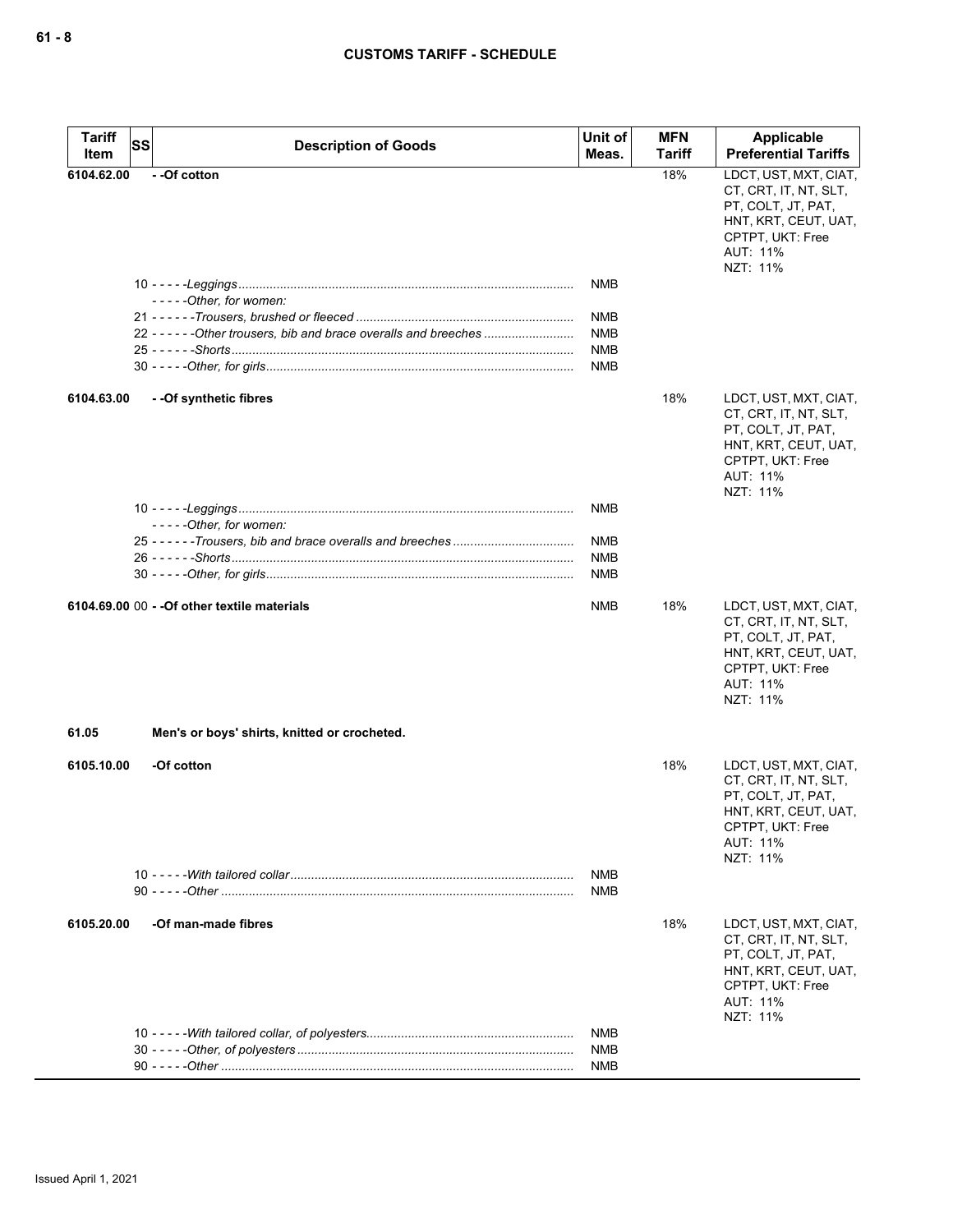| Tariff Item | SS | Description of Goods | Unit of Meas. | MFN Tariff | Applicable Preferential Tariffs |
|---|---|---|---|---|---|
| 6104.62.00 | | - -Of cotton | | 18% | LDCT, UST, MXT, CIAT, CT, CRT, IT, NT, SLT, PT, COLT, JT, PAT, HNT, KRT, CEUT, UAT, CPTPT, UKT: Free<br>AUT: 11%<br>NZT: 11% |
| | 10 | - - - - -*Leggings* | NMB | | |
| | | - - - - -*Other, for women:* | | | |
| | 21 | - - - - - -*Trousers, brushed or fleeced* | NMB | | |
| | 22 | - - - - - -*Other trousers, bib and brace overalls and breeches* | NMB | | |
| | 25 | - - - - - -*Shorts* | NMB | | |
| | 30 | - - - - -*Other, for girls* | NMB | | |
| 6104.63.00 | | - -Of synthetic fibres | | 18% | LDCT, UST, MXT, CIAT, CT, CRT, IT, NT, SLT, PT, COLT, JT, PAT, HNT, KRT, CEUT, UAT, CPTPT, UKT: Free<br>AUT: 11%<br>NZT: 11% |
| | 10 | - - - - -*Leggings* | NMB | | |
| | | - - - - -*Other, for women:* | | | |
| | 25 | - - - - - -*Trousers, bib and brace overalls and breeches* | NMB | | |
| | 26 | - - - - - -*Shorts* | NMB | | |
| | 30 | - - - - -*Other, for girls* | NMB | | |
| 6104.69.00 | 00 | - -Of other textile materials | NMB | 18% | LDCT, UST, MXT, CIAT, CT, CRT, IT, NT, SLT, PT, COLT, JT, PAT, HNT, KRT, CEUT, UAT, CPTPT, UKT: Free<br>AUT: 11%<br>NZT: 11% |
| 61.05 | | Men's or boys' shirts, knitted or crocheted. | | | |
| 6105.10.00 | | -Of cotton | | 18% | LDCT, UST, MXT, CIAT, CT, CRT, IT, NT, SLT, PT, COLT, JT, PAT, HNT, KRT, CEUT, UAT, CPTPT, UKT: Free<br>AUT: 11%<br>NZT: 11% |
| | 10 | - - - - -*With tailored collar* | NMB | | |
| | 90 | - - - - -*Other* | NMB | | |
| 6105.20.00 | | -Of man-made fibres | | 18% | LDCT, UST, MXT, CIAT, CT, CRT, IT, NT, SLT, PT, COLT, JT, PAT, HNT, KRT, CEUT, UAT, CPTPT, UKT: Free<br>AUT: 11%<br>NZT: 11% |
| | 10 | - - - - -*With tailored collar, of polyesters* | NMB | | |
| | 30 | - - - - -*Other, of polyesters* | NMB | | |
| | 90 | - - - - -*Other* | NMB | | |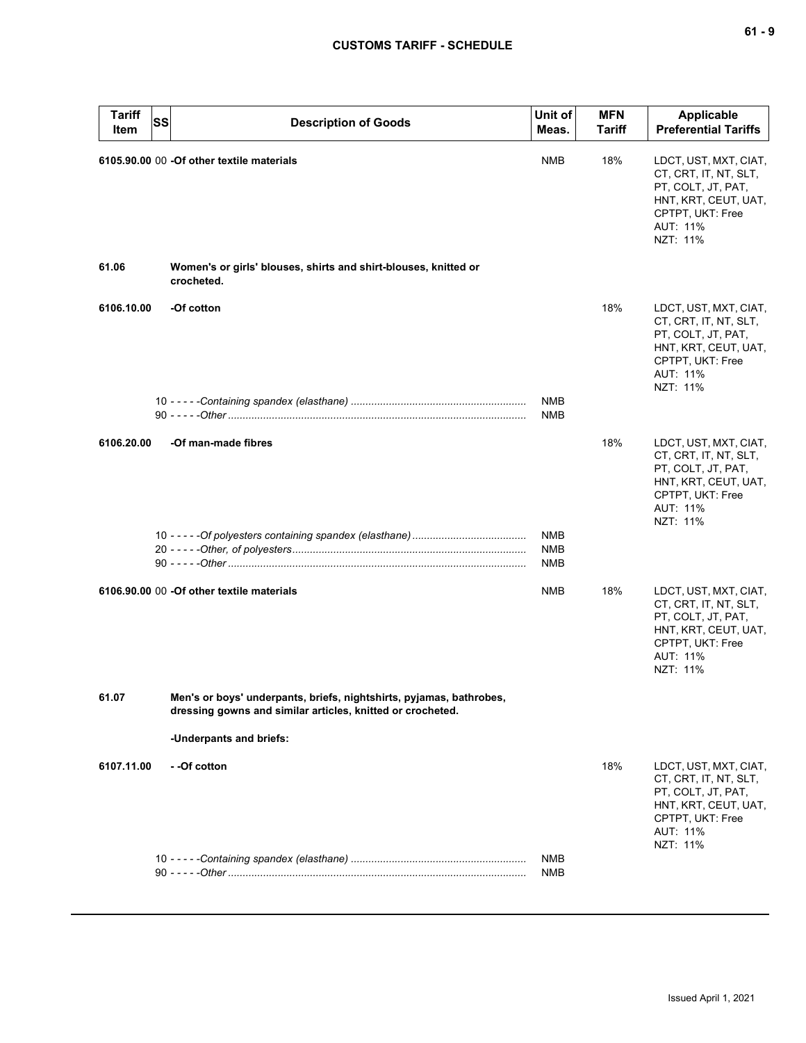| Tariff Item | SS | Description of Goods | Unit of Meas. | MFN Tariff | Applicable Preferential Tariffs |
|---|---|---|---|---|---|
| **6105.90.00** | 00 | **-Of other textile materials** | NMB | 18% | LDCT, UST, MXT, CIAT, CT, CRT, IT, NT, SLT, PT, COLT, JT, PAT, HNT, KRT, CEUT, UAT, CPTPT, UKT: Free<br>AUT: 11%<br>NZT: 11% |
| **61.06** | | **Women's or girls' blouses, shirts and shirt-blouses, knitted or crocheted.** | | | |
| **6106.10.00** | | **-Of cotton** | | 18% | LDCT, UST, MXT, CIAT, CT, CRT, IT, NT, SLT, PT, COLT, JT, PAT, HNT, KRT, CEUT, UAT, CPTPT, UKT: Free<br>AUT: 11%<br>NZT: 11% |
| | 10 | - - - - -*Containing spandex (elasthane)* | NMB | | |
| | 90 | - - - - -*Other* | NMB | | |
| **6106.20.00** | | **-Of man-made fibres** | | 18% | LDCT, UST, MXT, CIAT, CT, CRT, IT, NT, SLT, PT, COLT, JT, PAT, HNT, KRT, CEUT, UAT, CPTPT, UKT: Free<br>AUT: 11%<br>NZT: 11% |
| | 10 | - - - - -*Of polyesters containing spandex (elasthane)* | NMB | | |
| | 20 | - - - - -*Other, of polyesters* | NMB | | |
| | 90 | - - - - -*Other* | NMB | | |
| **6106.90.00** | 00 | **-Of other textile materials** | NMB | 18% | LDCT, UST, MXT, CIAT, CT, CRT, IT, NT, SLT, PT, COLT, JT, PAT, HNT, KRT, CEUT, UAT, CPTPT, UKT: Free<br>AUT: 11%<br>NZT: 11% |
| **61.07** | | **Men's or boys' underpants, briefs, nightshirts, pyjamas, bathrobes, dressing gowns and similar articles, knitted or crocheted.** | | | |
| | | **-Underpants and briefs:** | | | |
| **6107.11.00** | | **- -Of cotton** | | 18% | LDCT, UST, MXT, CIAT, CT, CRT, IT, NT, SLT, PT, COLT, JT, PAT, HNT, KRT, CEUT, UAT, CPTPT, UKT: Free<br>AUT: 11%<br>NZT: 11% |
| | 10 | - - - - -*Containing spandex (elasthane)* | NMB | | |
| | 90 | - - - - -*Other* | NMB | | |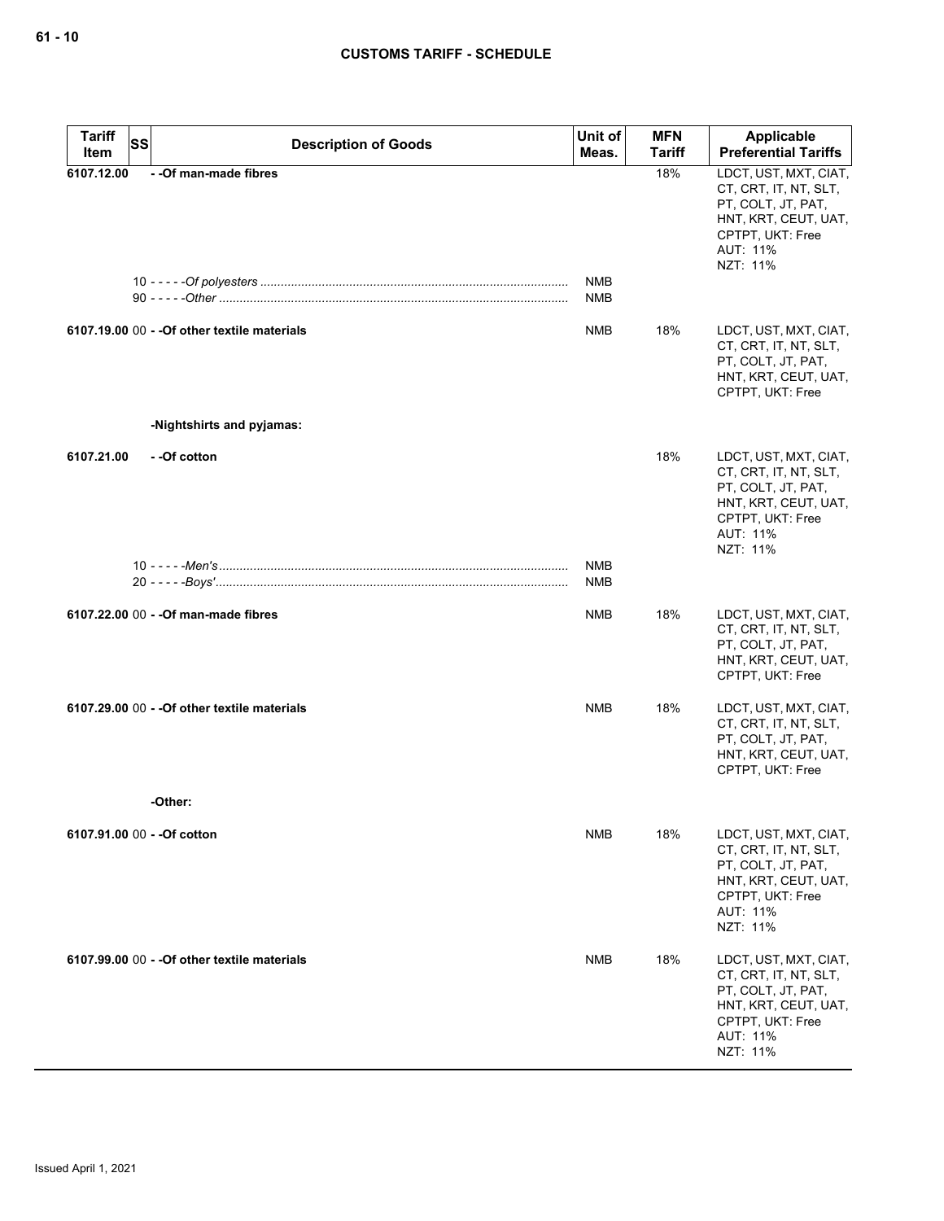| Tariff Item | SS | Description of Goods | Unit of Meas. | MFN Tariff | Applicable Preferential Tariffs |
|---|---|---|---|---|---|
| 6107.12.00 | | - -Of man-made fibres | | 18% | LDCT, UST, MXT, CIAT, CT, CRT, IT, NT, SLT, PT, COLT, JT, PAT, HNT, KRT, CEUT, UAT, CPTPT, UKT: Free<br>AUT: 11%<br>NZT: 11% |
| | 10 | - - - - -*Of polyesters* | NMB | | |
| | 90 | - - - - -*Other* | NMB | | |
| 6107.19.00 | 00 | - -Of other textile materials | NMB | 18% | LDCT, UST, MXT, CIAT, CT, CRT, IT, NT, SLT, PT, COLT, JT, PAT, HNT, KRT, CEUT, UAT, CPTPT, UKT: Free |
| | | -Nightshirts and pyjamas: | | | |
| 6107.21.00 | | - -Of cotton | | 18% | LDCT, UST, MXT, CIAT, CT, CRT, IT, NT, SLT, PT, COLT, JT, PAT, HNT, KRT, CEUT, UAT, CPTPT, UKT: Free<br>AUT: 11%<br>NZT: 11% |
| | 10 | - - - - -*Men's* | NMB | | |
| | 20 | - - - - -*Boys'* | NMB | | |
| 6107.22.00 | 00 | - -Of man-made fibres | NMB | 18% | LDCT, UST, MXT, CIAT, CT, CRT, IT, NT, SLT, PT, COLT, JT, PAT, HNT, KRT, CEUT, UAT, CPTPT, UKT: Free |
| 6107.29.00 | 00 | - -Of other textile materials | NMB | 18% | LDCT, UST, MXT, CIAT, CT, CRT, IT, NT, SLT, PT, COLT, JT, PAT, HNT, KRT, CEUT, UAT, CPTPT, UKT: Free |
| | | -Other: | | | |
| 6107.91.00 | 00 | - -Of cotton | NMB | 18% | LDCT, UST, MXT, CIAT, CT, CRT, IT, NT, SLT, PT, COLT, JT, PAT, HNT, KRT, CEUT, UAT, CPTPT, UKT: Free<br>AUT: 11%<br>NZT: 11% |
| 6107.99.00 | 00 | - -Of other textile materials | NMB | 18% | LDCT, UST, MXT, CIAT, CT, CRT, IT, NT, SLT, PT, COLT, JT, PAT, HNT, KRT, CEUT, UAT, CPTPT, UKT: Free<br>AUT: 11%<br>NZT: 11% |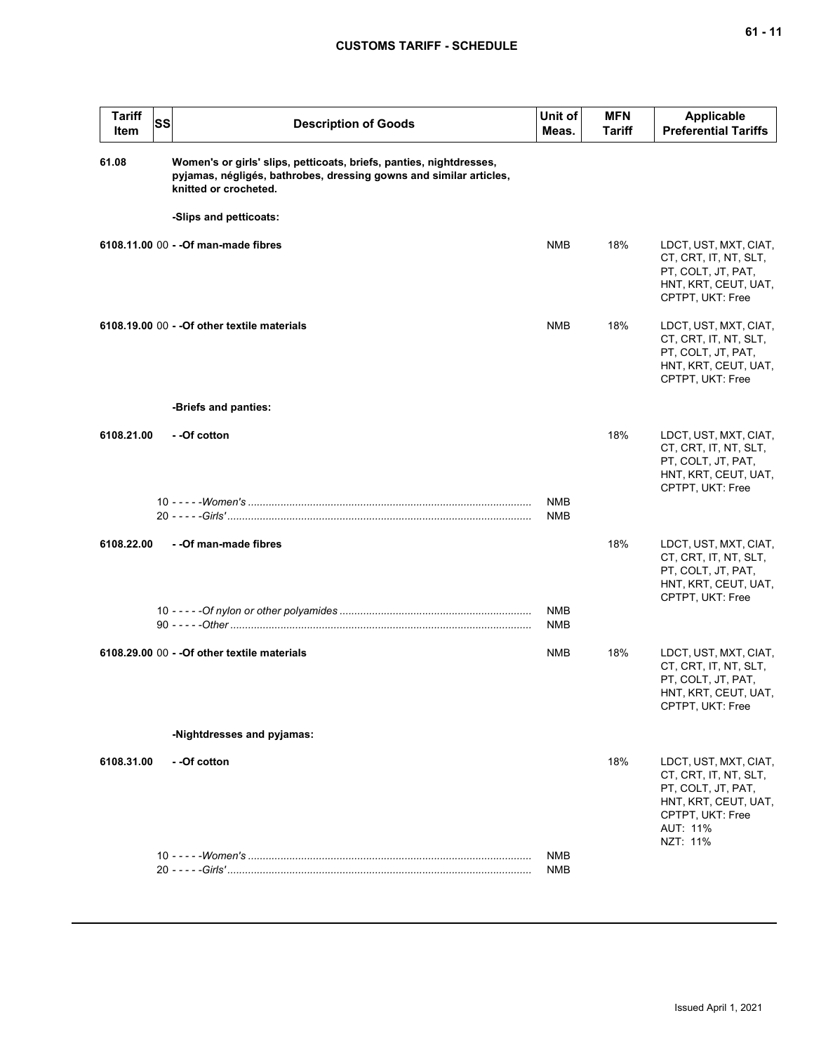| Tariff Item | SS | Description of Goods | Unit of Meas. | MFN Tariff | Applicable Preferential Tariffs |
|---|---|---|---|---|---|
| 61.08 | | **Women's or girls' slips, petticoats, briefs, panties, nightdresses, pyjamas, négligés, bathrobes, dressing gowns and similar articles, knitted or crocheted.** | | | |
| | | **-Slips and petticoats:** | | | |
| **6108.11.00** | 00 | **- -Of man-made fibres** | NMB | 18% | LDCT, UST, MXT, CIAT, CT, CRT, IT, NT, SLT, PT, COLT, JT, PAT, HNT, KRT, CEUT, UAT, CPTPT, UKT: Free |
| **6108.19.00** | 00 | **- -Of other textile materials** | NMB | 18% | LDCT, UST, MXT, CIAT, CT, CRT, IT, NT, SLT, PT, COLT, JT, PAT, HNT, KRT, CEUT, UAT, CPTPT, UKT: Free |
| | | **-Briefs and panties:** | | | |
| **6108.21.00** | | **- -Of cotton** | | 18% | LDCT, UST, MXT, CIAT, CT, CRT, IT, NT, SLT, PT, COLT, JT, PAT, HNT, KRT, CEUT, UAT, CPTPT, UKT: Free |
| | 10 | - - - - -*Women's* | NMB | | |
| | 20 | - - - - -*Girls'* | NMB | | |
| **6108.22.00** | | **- -Of man-made fibres** | | 18% | LDCT, UST, MXT, CIAT, CT, CRT, IT, NT, SLT, PT, COLT, JT, PAT, HNT, KRT, CEUT, UAT, CPTPT, UKT: Free |
| | 10 | - - - - -*Of nylon or other polyamides* | NMB | | |
| | 90 | - - - - -*Other* | NMB | | |
| **6108.29.00** | 00 | **- -Of other textile materials** | NMB | 18% | LDCT, UST, MXT, CIAT, CT, CRT, IT, NT, SLT, PT, COLT, JT, PAT, HNT, KRT, CEUT, UAT, CPTPT, UKT: Free |
| | | **-Nightdresses and pyjamas:** | | | |
| **6108.31.00** | | **- -Of cotton** | | 18% | LDCT, UST, MXT, CIAT, CT, CRT, IT, NT, SLT, PT, COLT, JT, PAT, HNT, KRT, CEUT, UAT, CPTPT, UKT: Free<br>AUT: 11%<br>NZT: 11% |
| | 10 | - - - - -*Women's* | NMB | | |
| | 20 | - - - - -*Girls'* | NMB | | |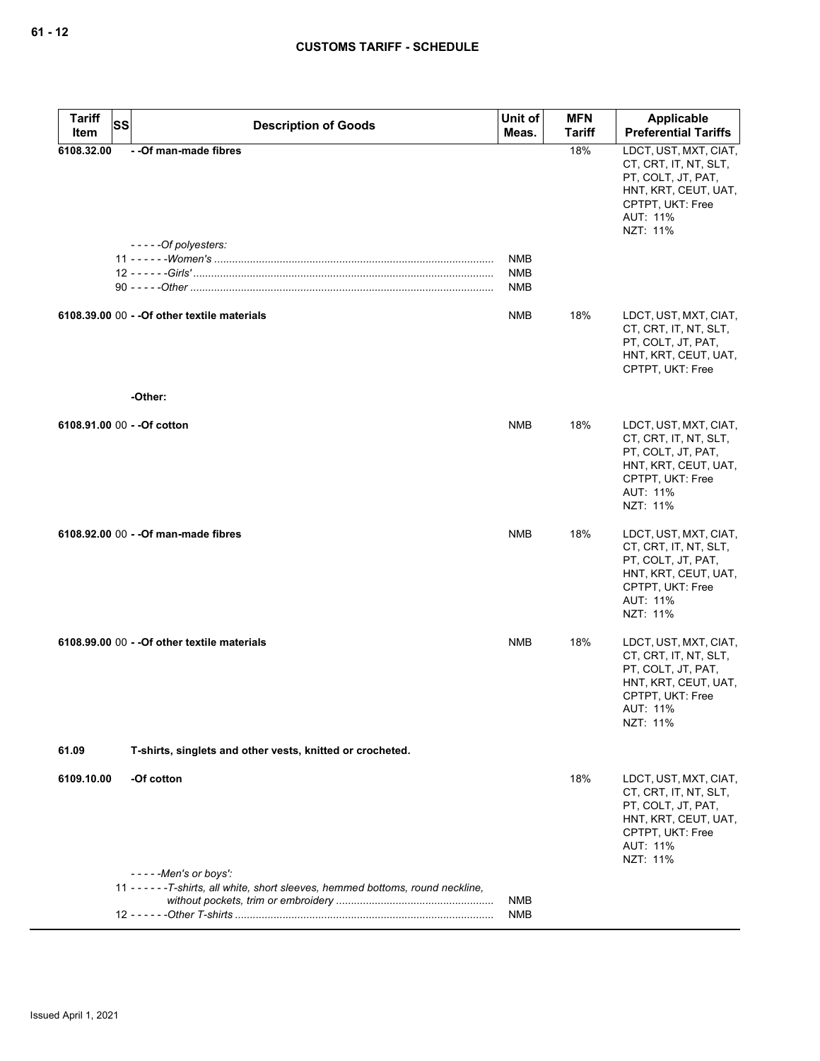| Tariff Item | SS | Description of Goods | Unit of Meas. | MFN Tariff | Applicable Preferential Tariffs |
|---|---|---|---|---|---|
| 6108.32.00 | | - -Of man-made fibres | | 18% | LDCT, UST, MXT, CIAT, CT, CRT, IT, NT, SLT, PT, COLT, JT, PAT, HNT, KRT, CEUT, UAT, CPTPT, UKT: Free<br>AUT: 11%<br>NZT: 11% |
| | | - - - - -*Of polyesters:* | | | |
| | 11 | - - - - - -*Women's* | NMB | | |
| | 12 | - - - - - -*Girls'* | NMB | | |
| | 90 | - - - - -*Other* | NMB | | |
| 6108.39.00 | 00 | - -Of other textile materials | NMB | 18% | LDCT, UST, MXT, CIAT, CT, CRT, IT, NT, SLT, PT, COLT, JT, PAT, HNT, KRT, CEUT, UAT, CPTPT, UKT: Free |
| | | -Other: | | | |
| 6108.91.00 | 00 | - -Of cotton | NMB | 18% | LDCT, UST, MXT, CIAT, CT, CRT, IT, NT, SLT, PT, COLT, JT, PAT, HNT, KRT, CEUT, UAT, CPTPT, UKT: Free<br>AUT: 11%<br>NZT: 11% |
| 6108.92.00 | 00 | - -Of man-made fibres | NMB | 18% | LDCT, UST, MXT, CIAT, CT, CRT, IT, NT, SLT, PT, COLT, JT, PAT, HNT, KRT, CEUT, UAT, CPTPT, UKT: Free<br>AUT: 11%<br>NZT: 11% |
| 6108.99.00 | 00 | - -Of other textile materials | NMB | 18% | LDCT, UST, MXT, CIAT, CT, CRT, IT, NT, SLT, PT, COLT, JT, PAT, HNT, KRT, CEUT, UAT, CPTPT, UKT: Free<br>AUT: 11%<br>NZT: 11% |
| 61.09 | | T-shirts, singlets and other vests, knitted or crocheted. | | | |
| 6109.10.00 | | -Of cotton | | 18% | LDCT, UST, MXT, CIAT, CT, CRT, IT, NT, SLT, PT, COLT, JT, PAT, HNT, KRT, CEUT, UAT, CPTPT, UKT: Free<br>AUT: 11%<br>NZT: 11% |
| | | - - - - -*Men's or boys':* | | | |
| | 11 | - - - - - -*T-shirts, all white, short sleeves, hemmed bottoms, round neckline, without pockets, trim or embroidery* | NMB | | |
| | 12 | - - - - - -*Other T-shirts* | NMB | | |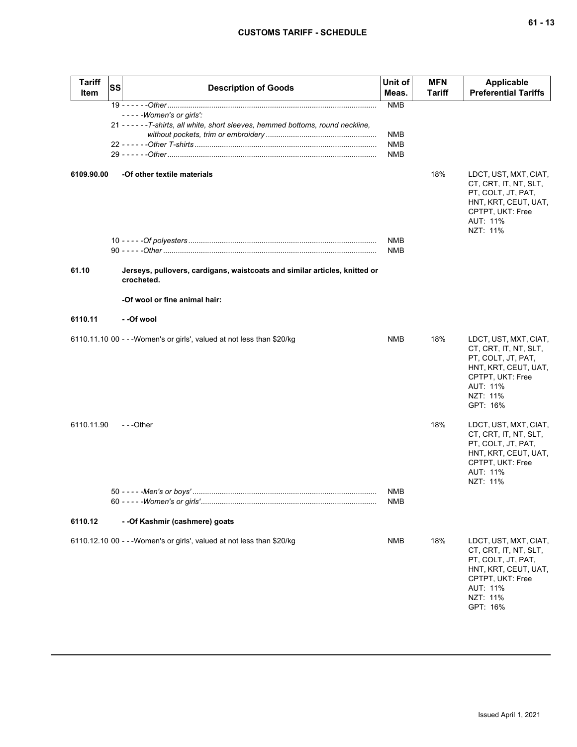| Tariff Item | SS | Description of Goods | Unit of Meas. | MFN Tariff | Applicable Preferential Tariffs |
|---|---|---|---|---|---|
| | | 19 - - - - - -*Other* | NMB | | |
| | | - - - - -*Women's or girls':* | | | |
| | | 21 - - - - - -*T-shirts, all white, short sleeves, hemmed bottoms, round neckline, without pockets, trim or embroidery* | NMB | | |
| | | 22 - - - - - -*Other T-shirts* | NMB | | |
| | | 29 - - - - - -*Other* | NMB | | |
| **6109.90.00** | | **-Of other textile materials** | | 18% | LDCT, UST, MXT, CIAT, CT, CRT, IT, NT, SLT, PT, COLT, JT, PAT, HNT, KRT, CEUT, UAT, CPTPT, UKT: Free<br>AUT: 11%<br>NZT: 11% |
| | | 10 - - - - -*Of polyesters* | NMB | | |
| | | 90 - - - - -*Other* | NMB | | |
| **61.10** | | **Jerseys, pullovers, cardigans, waistcoats and similar articles, knitted or crocheted.** | | | |
| | | **-Of wool or fine animal hair:** | | | |
| **6110.11** | | **- -Of wool** | | | |
| 6110.11.10 00 | | - - -Women's or girls', valued at not less than $20/kg | NMB | 18% | LDCT, UST, MXT, CIAT, CT, CRT, IT, NT, SLT, PT, COLT, JT, PAT, HNT, KRT, CEUT, UAT, CPTPT, UKT: Free<br>AUT: 11%<br>NZT: 11%<br>GPT: 16% |
| 6110.11.90 | | - - -Other | | 18% | LDCT, UST, MXT, CIAT, CT, CRT, IT, NT, SLT, PT, COLT, JT, PAT, HNT, KRT, CEUT, UAT, CPTPT, UKT: Free<br>AUT: 11%<br>NZT: 11% |
| | | 50 - - - - -*Men's or boys'* | NMB | | |
| | | 60 - - - - -*Women's or girls'* | NMB | | |
| **6110.12** | | **- -Of Kashmir (cashmere) goats** | | | |
| 6110.12.10 00 | | - - -Women's or girls', valued at not less than $20/kg | NMB | 18% | LDCT, UST, MXT, CIAT, CT, CRT, IT, NT, SLT, PT, COLT, JT, PAT, HNT, KRT, CEUT, UAT, CPTPT, UKT: Free<br>AUT: 11%<br>NZT: 11%<br>GPT: 16% |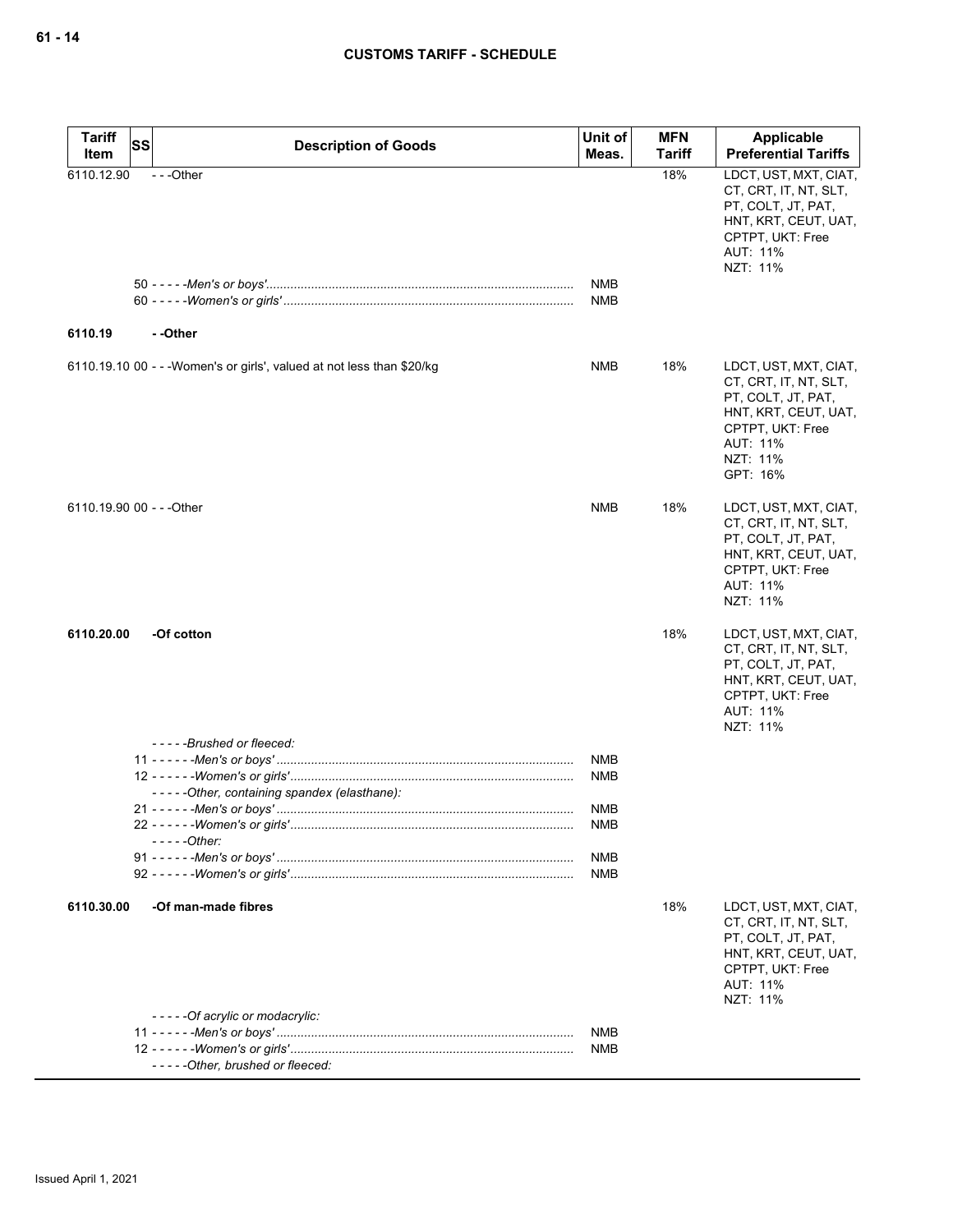| Tariff Item | SS | Description of Goods | Unit of Meas. | MFN Tariff | Applicable Preferential Tariffs |
| --- | --- | --- | --- | --- | --- |
| 6110.12.90 | | - - -Other | | 18% | LDCT, UST, MXT, CIAT, CT, CRT, IT, NT, SLT, PT, COLT, JT, PAT, HNT, KRT, CEUT, UAT, CPTPT, UKT: Free<br>AUT: 11%<br>NZT: 11% |
| | | 50 - - - - -*Men's or boys'* | NMB | | |
| | | 60 - - - - -*Women's or girls'* | NMB | | |
| **6110.19** | | **- -Other** | | | |
| 6110.19.10 | 00 | - - -Women's or girls', valued at not less than $20/kg | NMB | 18% | LDCT, UST, MXT, CIAT, CT, CRT, IT, NT, SLT, PT, COLT, JT, PAT, HNT, KRT, CEUT, UAT, CPTPT, UKT: Free<br>AUT: 11%<br>NZT: 11%<br>GPT: 16% |
| 6110.19.90 | 00 | - - -Other | NMB | 18% | LDCT, UST, MXT, CIAT, CT, CRT, IT, NT, SLT, PT, COLT, JT, PAT, HNT, KRT, CEUT, UAT, CPTPT, UKT: Free<br>AUT: 11%<br>NZT: 11% |
| **6110.20.00** | | **-Of cotton** | | 18% | LDCT, UST, MXT, CIAT, CT, CRT, IT, NT, SLT, PT, COLT, JT, PAT, HNT, KRT, CEUT, UAT, CPTPT, UKT: Free<br>AUT: 11%<br>NZT: 11% |
| | | - - - - -*Brushed or fleeced:* | | | |
| | | 11 - - - - - -*Men's or boys'* | NMB | | |
| | | 12 - - - - - -*Women's or girls'* | NMB | | |
| | | - - - - -*Other, containing spandex (elasthane):* | | | |
| | | 21 - - - - - -*Men's or boys'* | NMB | | |
| | | 22 - - - - - -*Women's or girls'* | NMB | | |
| | | - - - - -*Other:* | | | |
| | | 91 - - - - - -*Men's or boys'* | NMB | | |
| | | 92 - - - - - -*Women's or girls'* | NMB | | |
| **6110.30.00** | | **-Of man-made fibres** | | 18% | LDCT, UST, MXT, CIAT, CT, CRT, IT, NT, SLT, PT, COLT, JT, PAT, HNT, KRT, CEUT, UAT, CPTPT, UKT: Free<br>AUT: 11%<br>NZT: 11% |
| | | - - - - -*Of acrylic or modacrylic:* | | | |
| | | 11 - - - - - -*Men's or boys'* | NMB | | |
| | | 12 - - - - - -*Women's or girls'* | NMB | | |
| | | - - - - -*Other, brushed or fleeced:* | | | |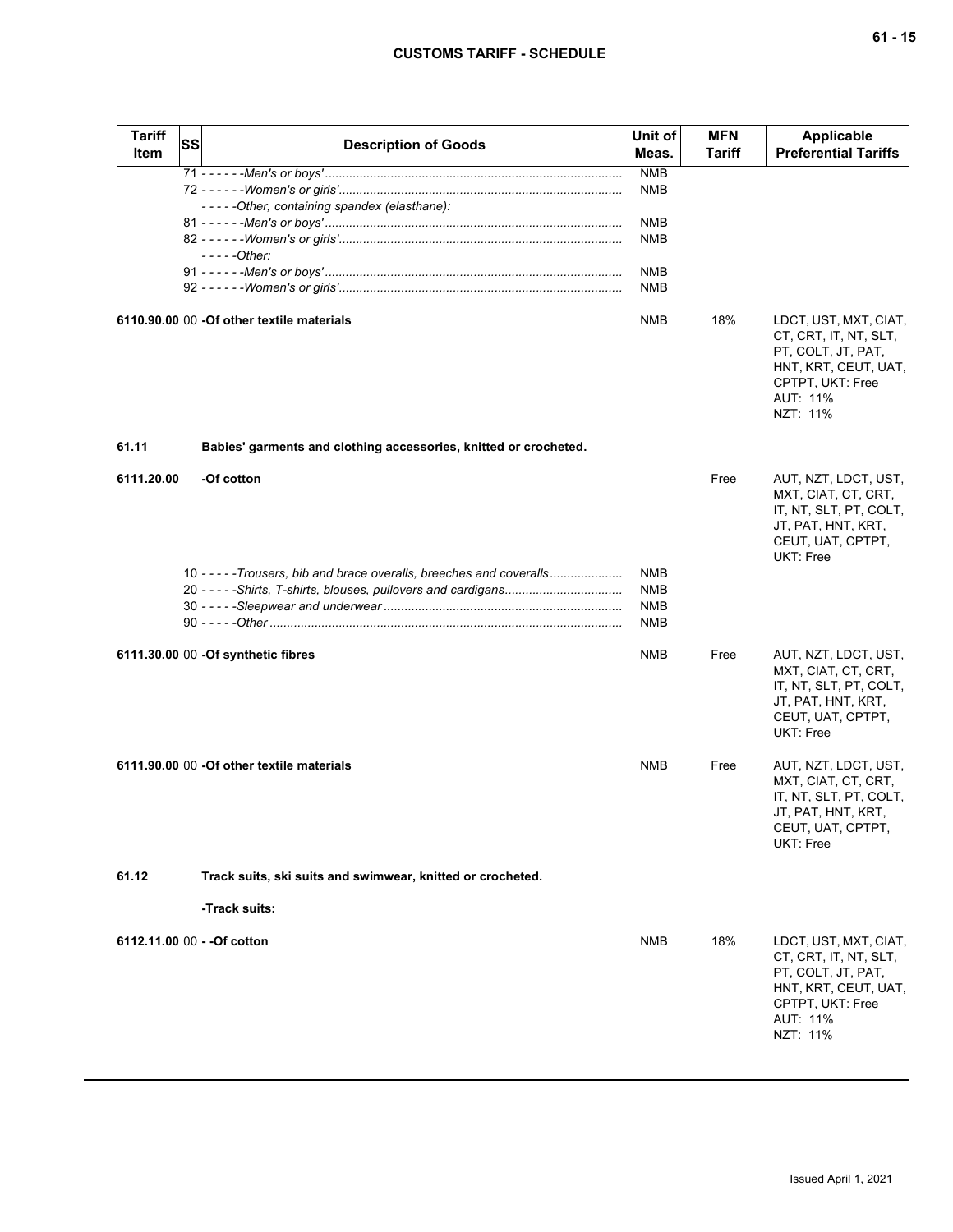| Tariff Item | SS | Description of Goods | Unit of Meas. | MFN Tariff | Applicable Preferential Tariffs |
|---|---|---|---|---|---|
| | | 71 - - - - - -*Men's or boys'* | NMB | | |
| | | 72 - - - - - -*Women's or girls'* | NMB | | |
| | | - - - - -*Other, containing spandex (elasthane):* | | | |
| | | 81 - - - - - -*Men's or boys'* | NMB | | |
| | | 82 - - - - - -*Women's or girls'* | NMB | | |
| | | - - - - -*Other:* | | | |
| | | 91 - - - - - -*Men's or boys'* | NMB | | |
| | | 92 - - - - - -*Women's or girls'* | NMB | | |
| **6110.90.00** | 00 | **-Of other textile materials** | NMB | 18% | LDCT, UST, MXT, CIAT, CT, CRT, IT, NT, SLT, PT, COLT, JT, PAT, HNT, KRT, CEUT, UAT, CPTPT, UKT: Free AUT: 11% NZT: 11% |
| **61.11** | | **Babies' garments and clothing accessories, knitted or crocheted.** | | | |
| **6111.20.00** | | **-Of cotton** | | Free | AUT, NZT, LDCT, UST, MXT, CIAT, CT, CRT, IT, NT, SLT, PT, COLT, JT, PAT, HNT, KRT, CEUT, UAT, CPTPT, UKT: Free |
| | | 10 - - - - -*Trousers, bib and brace overalls, breeches and coveralls* | NMB | | |
| | | 20 - - - - -*Shirts, T-shirts, blouses, pullovers and cardigans* | NMB | | |
| | | 30 - - - - -*Sleepwear and underwear* | NMB | | |
| | | 90 - - - - -*Other* | NMB | | |
| **6111.30.00** | 00 | **-Of synthetic fibres** | NMB | Free | AUT, NZT, LDCT, UST, MXT, CIAT, CT, CRT, IT, NT, SLT, PT, COLT, JT, PAT, HNT, KRT, CEUT, UAT, CPTPT, UKT: Free |
| **6111.90.00** | 00 | **-Of other textile materials** | NMB | Free | AUT, NZT, LDCT, UST, MXT, CIAT, CT, CRT, IT, NT, SLT, PT, COLT, JT, PAT, HNT, KRT, CEUT, UAT, CPTPT, UKT: Free |
| **61.12** | | **Track suits, ski suits and swimwear, knitted or crocheted.** | | | |
| | | **-Track suits:** | | | |
| **6112.11.00** | 00 | **- -Of cotton** | NMB | 18% | LDCT, UST, MXT, CIAT, CT, CRT, IT, NT, SLT, PT, COLT, JT, PAT, HNT, KRT, CEUT, UAT, CPTPT, UKT: Free AUT: 11% NZT: 11% |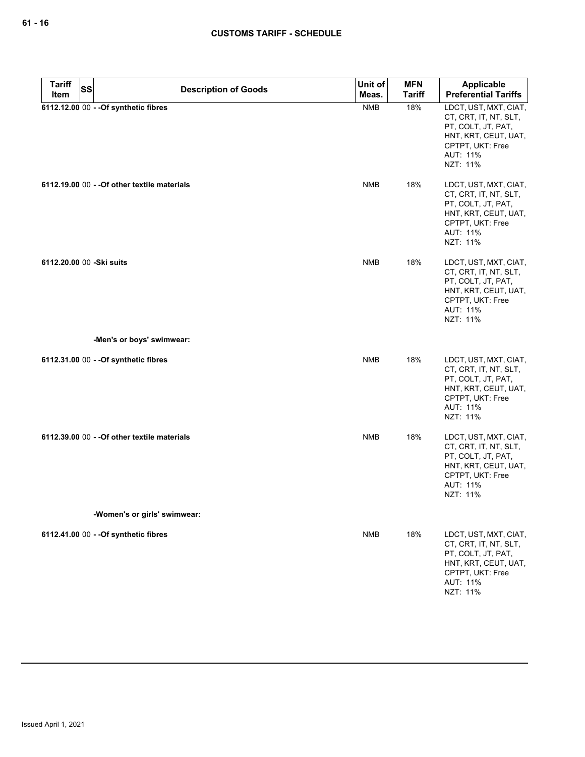| Tariff Item | SS | Description of Goods | Unit of Meas. | MFN Tariff | Applicable Preferential Tariffs |
|---|---|---|---|---|---|
| 6112.12.00 | 00 | - -Of synthetic fibres | NMB | 18% | LDCT, UST, MXT, CIAT, CT, CRT, IT, NT, SLT, PT, COLT, JT, PAT, HNT, KRT, CEUT, UAT, CPTPT, UKT: Free<br>AUT: 11%<br>NZT: 11% |
| 6112.19.00 | 00 | - -Of other textile materials | NMB | 18% | LDCT, UST, MXT, CIAT, CT, CRT, IT, NT, SLT, PT, COLT, JT, PAT, HNT, KRT, CEUT, UAT, CPTPT, UKT: Free<br>AUT: 11%<br>NZT: 11% |
| 6112.20.00 | 00 | -Ski suits | NMB | 18% | LDCT, UST, MXT, CIAT, CT, CRT, IT, NT, SLT, PT, COLT, JT, PAT, HNT, KRT, CEUT, UAT, CPTPT, UKT: Free<br>AUT: 11%<br>NZT: 11% |
| | | -Men's or boys' swimwear: | | | |
| 6112.31.00 | 00 | - -Of synthetic fibres | NMB | 18% | LDCT, UST, MXT, CIAT, CT, CRT, IT, NT, SLT, PT, COLT, JT, PAT, HNT, KRT, CEUT, UAT, CPTPT, UKT: Free<br>AUT: 11%<br>NZT: 11% |
| 6112.39.00 | 00 | - -Of other textile materials | NMB | 18% | LDCT, UST, MXT, CIAT, CT, CRT, IT, NT, SLT, PT, COLT, JT, PAT, HNT, KRT, CEUT, UAT, CPTPT, UKT: Free<br>AUT: 11%<br>NZT: 11% |
| | | -Women's or girls' swimwear: | | | |
| 6112.41.00 | 00 | - -Of synthetic fibres | NMB | 18% | LDCT, UST, MXT, CIAT, CT, CRT, IT, NT, SLT, PT, COLT, JT, PAT, HNT, KRT, CEUT, UAT, CPTPT, UKT: Free<br>AUT: 11%<br>NZT: 11% |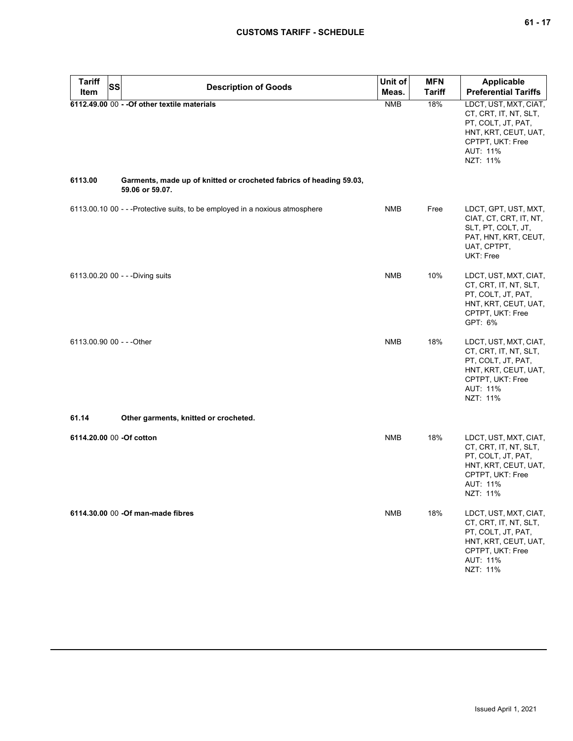| Tariff Item | SS | Description of Goods | Unit of Meas. | MFN Tariff | Applicable Preferential Tariffs |
|---|---|---|---|---|---|
| **6112.49.00** | 00 | **- -Of other textile materials** | NMB | 18% | LDCT, UST, MXT, CIAT, CT, CRT, IT, NT, SLT, PT, COLT, JT, PAT, HNT, KRT, CEUT, UAT, CPTPT, UKT: Free<br>AUT: 11%<br>NZT: 11% |
| **6113.00** | | **Garments, made up of knitted or crocheted fabrics of heading 59.03, 59.06 or 59.07.** | | | |
| 6113.00.10 | 00 | - - -Protective suits, to be employed in a noxious atmosphere | NMB | Free | LDCT, GPT, UST, MXT, CIAT, CT, CRT, IT, NT, SLT, PT, COLT, JT, PAT, HNT, KRT, CEUT, UAT, CPTPT, UKT: Free |
| 6113.00.20 | 00 | - - -Diving suits | NMB | 10% | LDCT, UST, MXT, CIAT, CT, CRT, IT, NT, SLT, PT, COLT, JT, PAT, HNT, KRT, CEUT, UAT, CPTPT, UKT: Free<br>GPT: 6% |
| 6113.00.90 | 00 | - - -Other | NMB | 18% | LDCT, UST, MXT, CIAT, CT, CRT, IT, NT, SLT, PT, COLT, JT, PAT, HNT, KRT, CEUT, UAT, CPTPT, UKT: Free<br>AUT: 11%<br>NZT: 11% |
| **61.14** | | **Other garments, knitted or crocheted.** | | | |
| **6114.20.00** | 00 | **-Of cotton** | NMB | 18% | LDCT, UST, MXT, CIAT, CT, CRT, IT, NT, SLT, PT, COLT, JT, PAT, HNT, KRT, CEUT, UAT, CPTPT, UKT: Free<br>AUT: 11%<br>NZT: 11% |
| **6114.30.00** | 00 | **-Of man-made fibres** | NMB | 18% | LDCT, UST, MXT, CIAT, CT, CRT, IT, NT, SLT, PT, COLT, JT, PAT, HNT, KRT, CEUT, UAT, CPTPT, UKT: Free<br>AUT: 11%<br>NZT: 11% |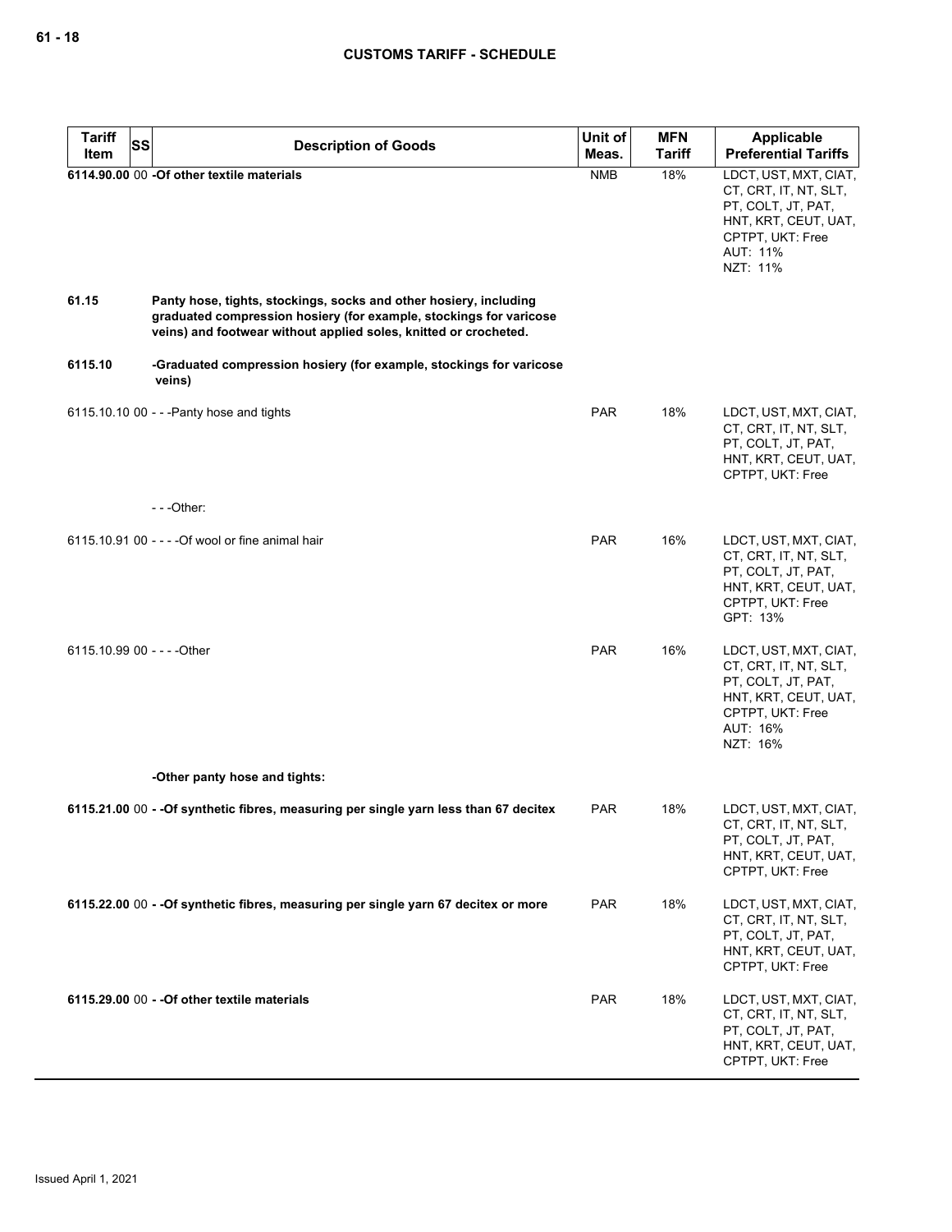| Tariff Item | SS | Description of Goods | Unit of Meas. | MFN Tariff | Applicable Preferential Tariffs |
|---|---|---|---|---|---|
| **6114.90.00** | 00 | **-Of other textile materials** | NMB | 18% | LDCT, UST, MXT, CIAT, CT, CRT, IT, NT, SLT, PT, COLT, JT, PAT, HNT, KRT, CEUT, UAT, CPTPT, UKT: Free<br>AUT: 11%<br>NZT: 11% |
| **61.15** | | **Panty hose, tights, stockings, socks and other hosiery, including graduated compression hosiery (for example, stockings for varicose veins) and footwear without applied soles, knitted or crocheted.** | | | |
| **6115.10** | | **-Graduated compression hosiery (for example, stockings for varicose veins)** | | | |
| 6115.10.10 | 00 | - - -Panty hose and tights | PAR | 18% | LDCT, UST, MXT, CIAT, CT, CRT, IT, NT, SLT, PT, COLT, JT, PAT, HNT, KRT, CEUT, UAT, CPTPT, UKT: Free |
| | | - - -Other: | | | |
| 6115.10.91 | 00 | - - - -Of wool or fine animal hair | PAR | 16% | LDCT, UST, MXT, CIAT, CT, CRT, IT, NT, SLT, PT, COLT, JT, PAT, HNT, KRT, CEUT, UAT, CPTPT, UKT: Free<br>GPT: 13% |
| 6115.10.99 | 00 | - - - -Other | PAR | 16% | LDCT, UST, MXT, CIAT, CT, CRT, IT, NT, SLT, PT, COLT, JT, PAT, HNT, KRT, CEUT, UAT, CPTPT, UKT: Free<br>AUT: 16%<br>NZT: 16% |
| | | **-Other panty hose and tights:** | | | |
| **6115.21.00** | 00 | **- -Of synthetic fibres, measuring per single yarn less than 67 decitex** | PAR | 18% | LDCT, UST, MXT, CIAT, CT, CRT, IT, NT, SLT, PT, COLT, JT, PAT, HNT, KRT, CEUT, UAT, CPTPT, UKT: Free |
| **6115.22.00** | 00 | **- -Of synthetic fibres, measuring per single yarn 67 decitex or more** | PAR | 18% | LDCT, UST, MXT, CIAT, CT, CRT, IT, NT, SLT, PT, COLT, JT, PAT, HNT, KRT, CEUT, UAT, CPTPT, UKT: Free |
| **6115.29.00** | 00 | **- -Of other textile materials** | PAR | 18% | LDCT, UST, MXT, CIAT, CT, CRT, IT, NT, SLT, PT, COLT, JT, PAT, HNT, KRT, CEUT, UAT, CPTPT, UKT: Free |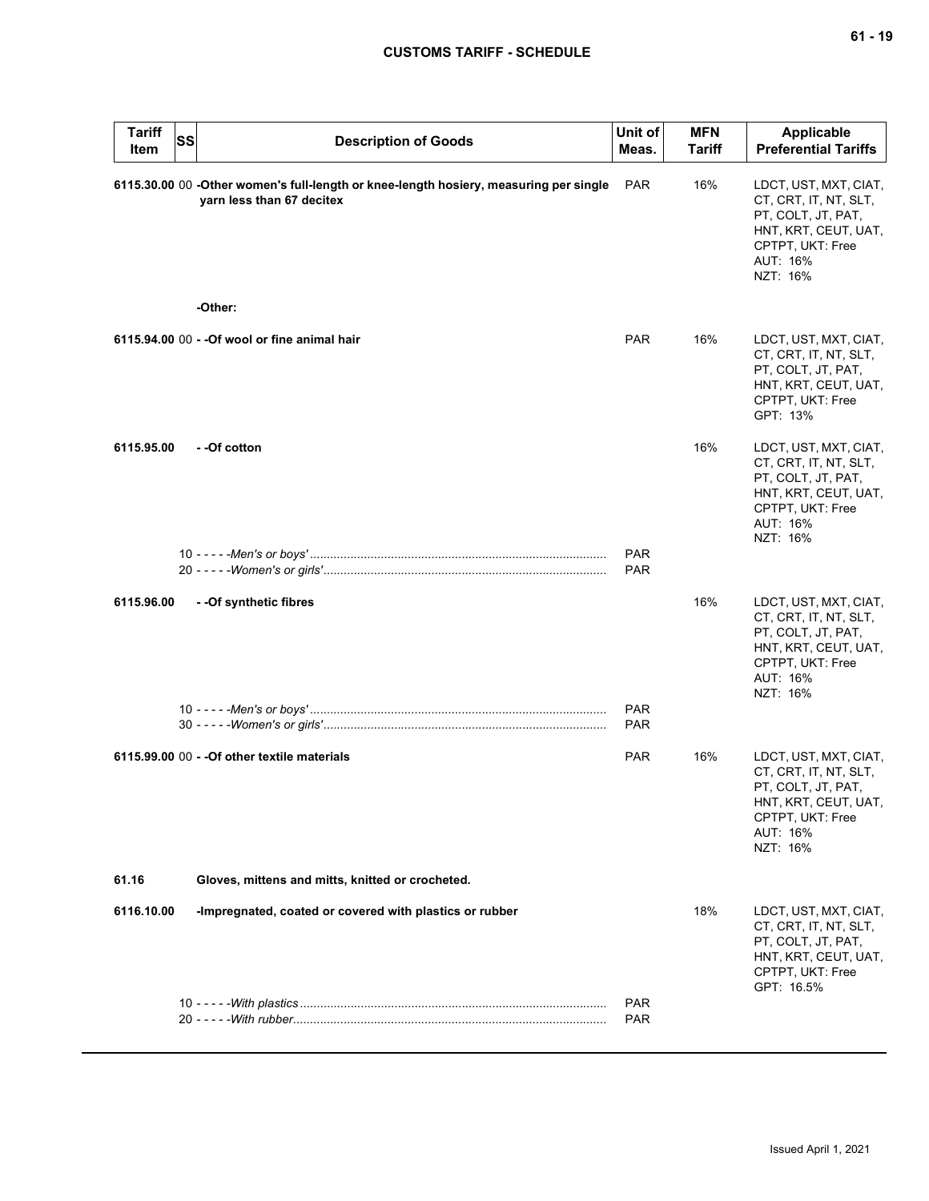| Tariff Item | SS | Description of Goods | Unit of Meas. | MFN Tariff | Applicable Preferential Tariffs |
|---|---|---|---|---|---|
| 6115.30.00 | 00 | **-Other women's full-length or knee-length hosiery, measuring per single yarn less than 67 decitex** | PAR | 16% | LDCT, UST, MXT, CIAT, CT, CRT, IT, NT, SLT, PT, COLT, JT, PAT, HNT, KRT, CEUT, UAT, CPTPT, UKT: Free<br>AUT: 16%<br>NZT: 16% |
| | | **-Other:** | | | |
| 6115.94.00 | 00 | **- -Of wool or fine animal hair** | PAR | 16% | LDCT, UST, MXT, CIAT, CT, CRT, IT, NT, SLT, PT, COLT, JT, PAT, HNT, KRT, CEUT, UAT, CPTPT, UKT: Free<br>GPT: 13% |
| 6115.95.00 | | **- -Of cotton** | | 16% | LDCT, UST, MXT, CIAT, CT, CRT, IT, NT, SLT, PT, COLT, JT, PAT, HNT, KRT, CEUT, UAT, CPTPT, UKT: Free<br>AUT: 16%<br>NZT: 16% |
| | 10 | - - - - -*Men's or boys'* | PAR | | |
| | 20 | - - - - -*Women's or girls'* | PAR | | |
| 6115.96.00 | | **- -Of synthetic fibres** | | 16% | LDCT, UST, MXT, CIAT, CT, CRT, IT, NT, SLT, PT, COLT, JT, PAT, HNT, KRT, CEUT, UAT, CPTPT, UKT: Free<br>AUT: 16%<br>NZT: 16% |
| | 10 | - - - - -*Men's or boys'* | PAR | | |
| | 30 | - - - - -*Women's or girls'* | PAR | | |
| 6115.99.00 | 00 | **- -Of other textile materials** | PAR | 16% | LDCT, UST, MXT, CIAT, CT, CRT, IT, NT, SLT, PT, COLT, JT, PAT, HNT, KRT, CEUT, UAT, CPTPT, UKT: Free<br>AUT: 16%<br>NZT: 16% |
| **61.16** | | **Gloves, mittens and mitts, knitted or crocheted.** | | | |
| 6116.10.00 | | **-Impregnated, coated or covered with plastics or rubber** | | 18% | LDCT, UST, MXT, CIAT, CT, CRT, IT, NT, SLT, PT, COLT, JT, PAT, HNT, KRT, CEUT, UAT, CPTPT, UKT: Free<br>GPT: 16.5% |
| | 10 | - - - - -*With plastics* | PAR | | |
| | 20 | - - - - -*With rubber* | PAR | | |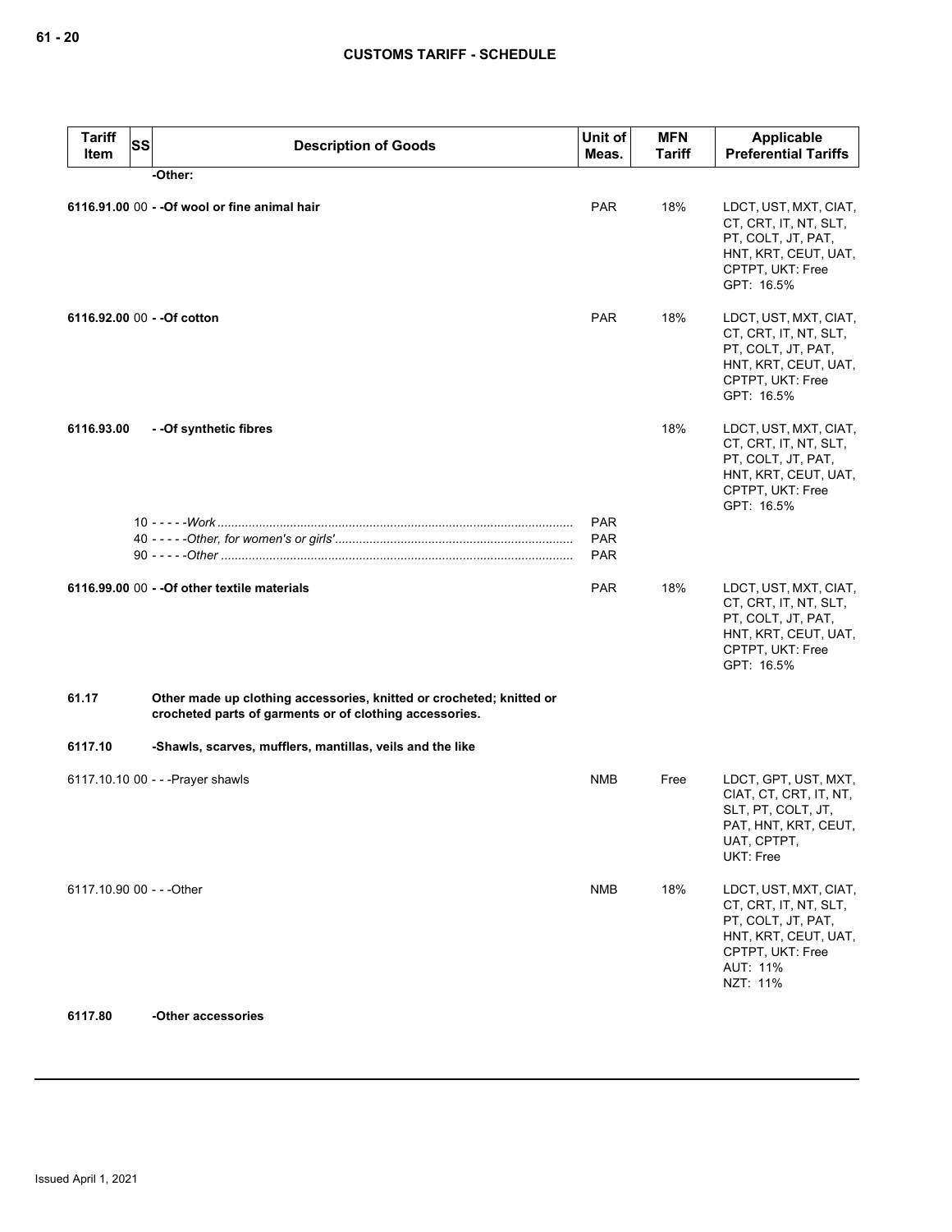| Tariff Item | SS | Description of Goods | Unit of Meas. | MFN Tariff | Applicable Preferential Tariffs |
|---|---|---|---|---|---|
| | | **-Other:** | | | |
| **6116.91.00** | 00 | **- -Of wool or fine animal hair** | PAR | 18% | LDCT, UST, MXT, CIAT, CT, CRT, IT, NT, SLT, PT, COLT, JT, PAT, HNT, KRT, CEUT, UAT, CPTPT, UKT: Free<br>GPT: 16.5% |
| **6116.92.00** | 00 | **- -Of cotton** | PAR | 18% | LDCT, UST, MXT, CIAT, CT, CRT, IT, NT, SLT, PT, COLT, JT, PAT, HNT, KRT, CEUT, UAT, CPTPT, UKT: Free<br>GPT: 16.5% |
| **6116.93.00** | | **- -Of synthetic fibres** | | 18% | LDCT, UST, MXT, CIAT, CT, CRT, IT, NT, SLT, PT, COLT, JT, PAT, HNT, KRT, CEUT, UAT, CPTPT, UKT: Free<br>GPT: 16.5% |
| | 10 | - - - - -*Work* | PAR | | |
| | 40 | - - - - -*Other, for women's or girls'* | PAR | | |
| | 90 | - - - - -*Other* | PAR | | |
| **6116.99.00** | 00 | **- -Of other textile materials** | PAR | 18% | LDCT, UST, MXT, CIAT, CT, CRT, IT, NT, SLT, PT, COLT, JT, PAT, HNT, KRT, CEUT, UAT, CPTPT, UKT: Free<br>GPT: 16.5% |
| **61.17** | | **Other made up clothing accessories, knitted or crocheted; knitted or crocheted parts of garments or of clothing accessories.** | | | |
| **6117.10** | | **-Shawls, scarves, mufflers, mantillas, veils and the like** | | | |
| 6117.10.10 | 00 | - - -Prayer shawls | NMB | Free | LDCT, GPT, UST, MXT, CIAT, CT, CRT, IT, NT, SLT, PT, COLT, JT, PAT, HNT, KRT, CEUT, UAT, CPTPT, UKT: Free |
| 6117.10.90 | 00 | - - -Other | NMB | 18% | LDCT, UST, MXT, CIAT, CT, CRT, IT, NT, SLT, PT, COLT, JT, PAT, HNT, KRT, CEUT, UAT, CPTPT, UKT: Free<br>AUT: 11%<br>NZT: 11% |
| **6117.80** | | **-Other accessories** | | | |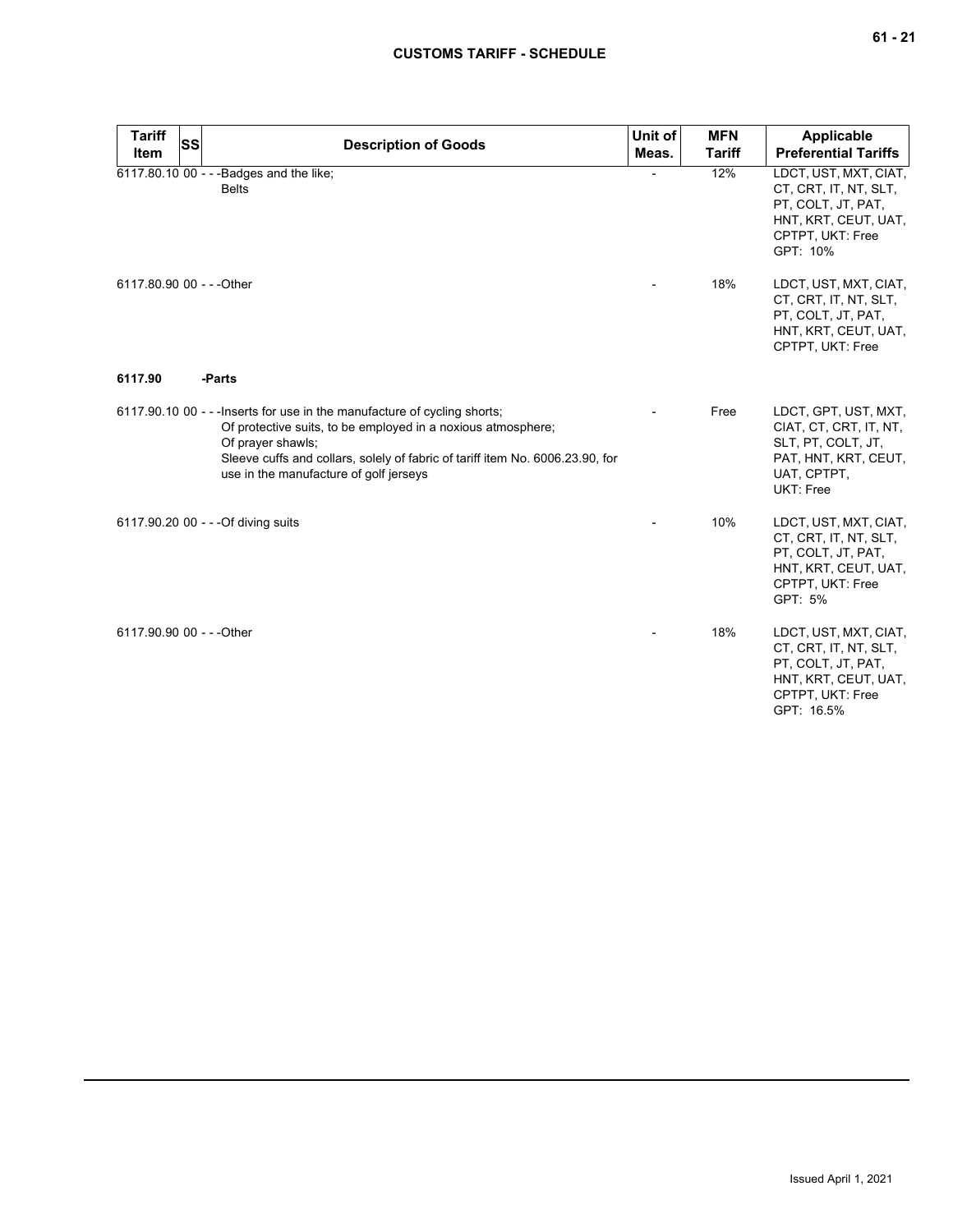| Tariff Item | SS | Description of Goods | Unit of Meas. | MFN Tariff | Applicable Preferential Tariffs |
|---|---|---|---|---|---|
| 6117.80.10 | 00 | - - -Badges and the like;<br>Belts | - | 12% | LDCT, UST, MXT, CIAT, CT, CRT, IT, NT, SLT, PT, COLT, JT, PAT, HNT, KRT, CEUT, UAT, CPTPT, UKT: Free<br>GPT: 10% |
| 6117.80.90 | 00 | - - -Other | - | 18% | LDCT, UST, MXT, CIAT, CT, CRT, IT, NT, SLT, PT, COLT, JT, PAT, HNT, KRT, CEUT, UAT, CPTPT, UKT: Free |
| **6117.90** | | **-Parts** | | | |
| 6117.90.10 | 00 | - - -Inserts for use in the manufacture of cycling shorts;<br>Of protective suits, to be employed in a noxious atmosphere;<br>Of prayer shawls;<br>Sleeve cuffs and collars, solely of fabric of tariff item No. 6006.23.90, for use in the manufacture of golf jerseys | - | Free | LDCT, GPT, UST, MXT, CIAT, CT, CRT, IT, NT, SLT, PT, COLT, JT, PAT, HNT, KRT, CEUT, UAT, CPTPT, UKT: Free |
| 6117.90.20 | 00 | - - -Of diving suits | - | 10% | LDCT, UST, MXT, CIAT, CT, CRT, IT, NT, SLT, PT, COLT, JT, PAT, HNT, KRT, CEUT, UAT, CPTPT, UKT: Free<br>GPT: 5% |
| 6117.90.90 | 00 | - - -Other | - | 18% | LDCT, UST, MXT, CIAT, CT, CRT, IT, NT, SLT, PT, COLT, JT, PAT, HNT, KRT, CEUT, UAT, CPTPT, UKT: Free<br>GPT: 16.5% |